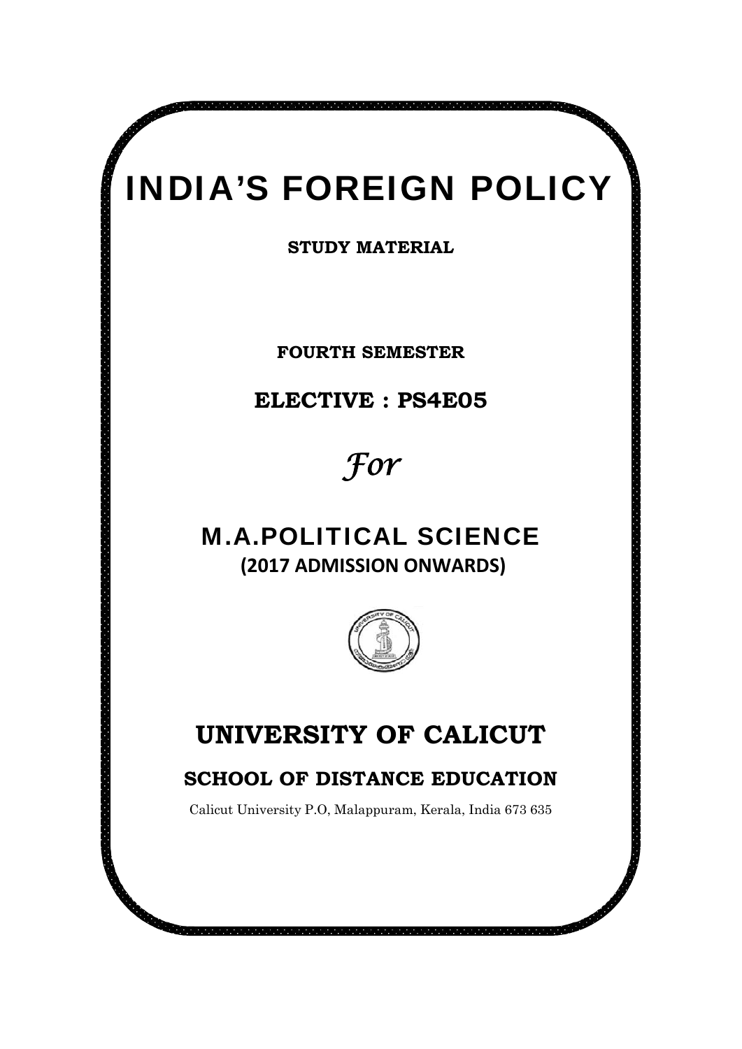# INDIA'S FOREIGN POLICY

**STUDY MATERIAL**

**FOURTH SEMESTER**

**ELECTIVE : PS4E05**

*For*

## M.A.POLITICAL SCIENCE

**(2017 ADMISSION ONWARDS)**

## UNIVERSITY OF CALICUT

### SCHOOL OF DISTANCE EDUCATION

Calicut University P.O, Malappuram, Kerala, India 673 635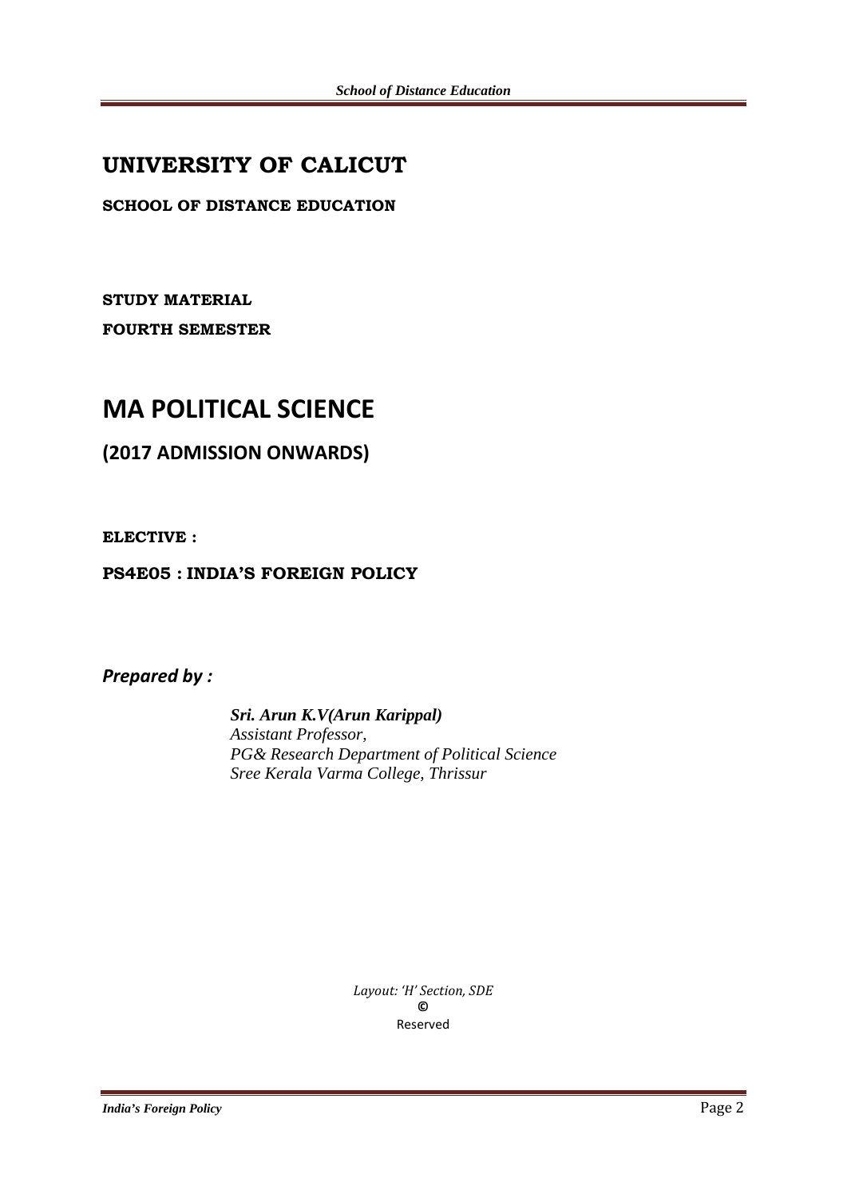# UNIVERSITY OF CALICUT

**SCHOOL OF DISTANCE EDUCATION**

**STUDY MATERIAL**

**FOURTH SEMESTER**

# MA POLITICAL SCIENCE

## (2017 ADMISSION ONWARDS)

**ELECTIVE :**

**PS4E05 : INDIA'S FOREIGN POLICY**

***Prepared by :***

***Sri. Arun K.V(Arun Karippal)***
*Assistant Professor,*
*PG& Research Department of Political Science*
*Sree Kerala Varma College, Thrissur*

*Layout: 'H' Section, SDE*
**©**
Reserved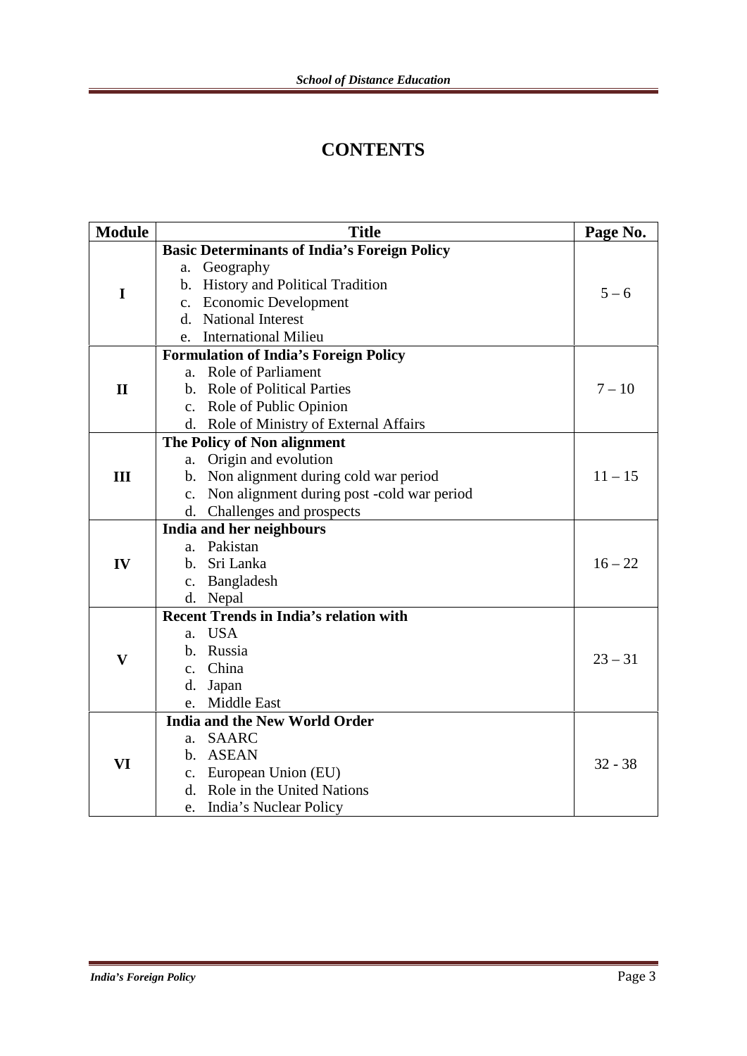# CONTENTS

| Module | Title | Page No. |
|---|---|---|
| I | **Basic Determinants of India's Foreign Policy**<br>a. Geography<br>b. History and Political Tradition<br>c. Economic Development<br>d. National Interest<br>e. International Milieu | 5 – 6 |
| II | **Formulation of India's Foreign Policy**<br>a. Role of Parliament<br>b. Role of Political Parties<br>c. Role of Public Opinion<br>d. Role of Ministry of External Affairs | 7 – 10 |
| III | **The Policy of Non alignment**<br>a. Origin and evolution<br>b. Non alignment during cold war period<br>c. Non alignment during post -cold war period<br>d. Challenges and prospects | 11 – 15 |
| IV | **India and her neighbours**<br>a. Pakistan<br>b. Sri Lanka<br>c. Bangladesh<br>d. Nepal | 16 – 22 |
| V | **Recent Trends in India's relation with**<br>a. USA<br>b. Russia<br>c. China<br>d. Japan<br>e. Middle East | 23 – 31 |
| VI | **India and the New World Order**<br>a. SAARC<br>b. ASEAN<br>c. European Union (EU)<br>d. Role in the United Nations<br>e. India's Nuclear Policy | 32 - 38 |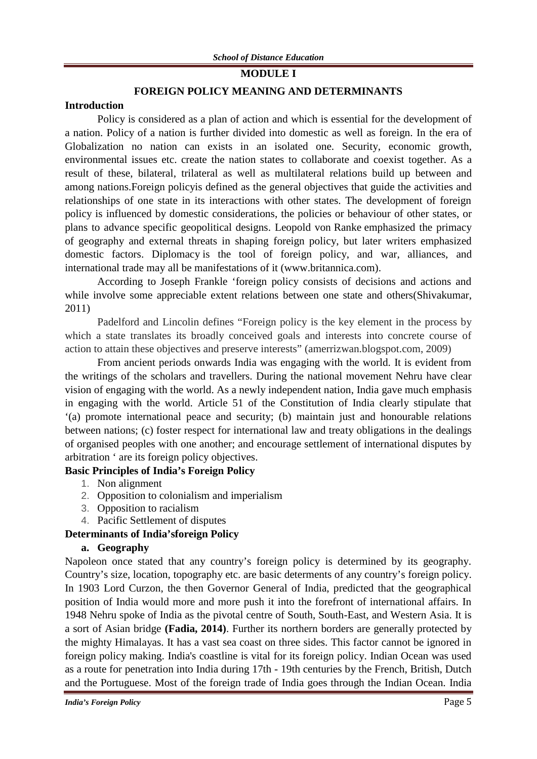## MODULE I

## FOREIGN POLICY MEANING AND DETERMINANTS

### Introduction

Policy is considered as a plan of action and which is essential for the development of a nation. Policy of a nation is further divided into domestic as well as foreign. In the era of Globalization no nation can exists in an isolated one. Security, economic growth, environmental issues etc. create the nation states to collaborate and coexist together. As a result of these, bilateral, trilateral as well as multilateral relations build up between and among nations.Foreign policyis defined as the general objectives that guide the activities and relationships of one state in its interactions with other states. The development of foreign policy is influenced by domestic considerations, the policies or behaviour of other states, or plans to advance specific geopolitical designs. Leopold von Ranke emphasized the primacy of geography and external threats in shaping foreign policy, but later writers emphasized domestic factors. Diplomacy is the tool of foreign policy, and war, alliances, and international trade may all be manifestations of it (www.britannica.com).

According to Joseph Frankle 'foreign policy consists of decisions and actions and while involve some appreciable extent relations between one state and others(Shivakumar, 2011)

Padelford and Lincolin defines "Foreign policy is the key element in the process by which a state translates its broadly conceived goals and interests into concrete course of action to attain these objectives and preserve interests" (amerrizwan.blogspot.com, 2009)

From ancient periods onwards India was engaging with the world. It is evident from the writings of the scholars and travellers. During the national movement Nehru have clear vision of engaging with the world. As a newly independent nation, India gave much emphasis in engaging with the world. Article 51 of the Constitution of India clearly stipulate that '(a) promote international peace and security; (b) maintain just and honourable relations between nations; (c) foster respect for international law and treaty obligations in the dealings of organised peoples with one another; and encourage settlement of international disputes by arbitration ' are its foreign policy objectives.

### Basic Principles of India's Foreign Policy

1. Non alignment
2. Opposition to colonialism and imperialism
3. Opposition to racialism
4. Pacific Settlement of disputes

### Determinants of India'sforeign Policy

**a. Geography**

Napoleon once stated that any country's foreign policy is determined by its geography. Country's size, location, topography etc. are basic determents of any country's foreign policy. In 1903 Lord Curzon, the then Governor General of India, predicted that the geographical position of India would more and more push it into the forefront of international affairs. In 1948 Nehru spoke of India as the pivotal centre of South, South-East, and Western Asia. It is a sort of Asian bridge **(Fadia, 2014)**. Further its northern borders are generally protected by the mighty Himalayas. It has a vast sea coast on three sides. This factor cannot be ignored in foreign policy making. India's coastline is vital for its foreign policy. Indian Ocean was used as a route for penetration into India during 17th - 19th centuries by the French, British, Dutch and the Portuguese. Most of the foreign trade of India goes through the Indian Ocean. India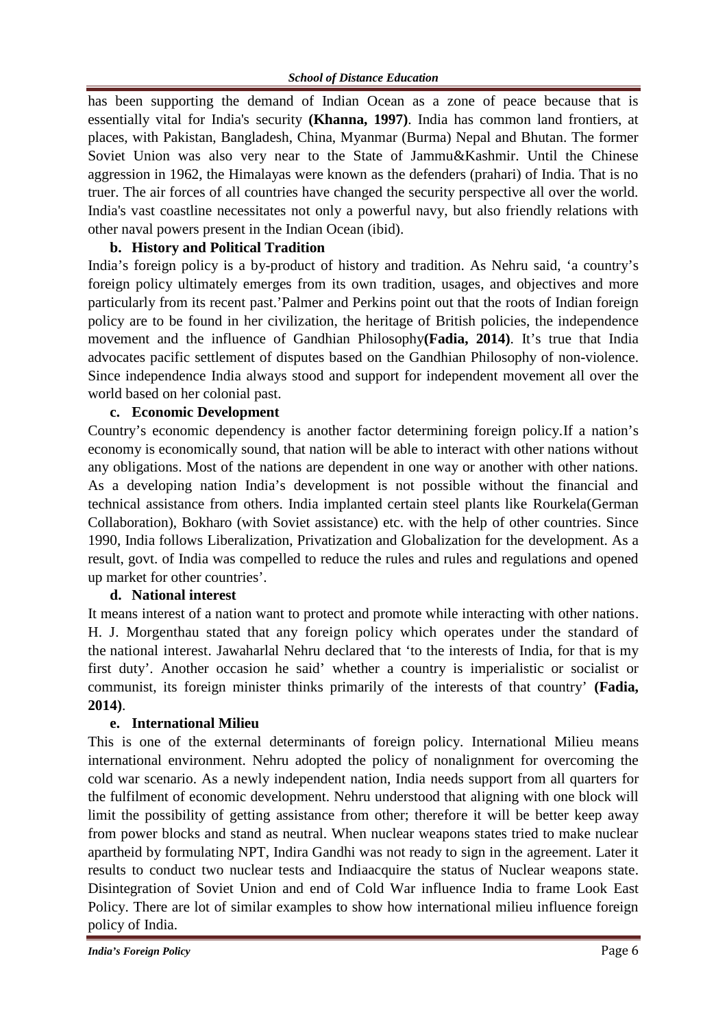has been supporting the demand of Indian Ocean as a zone of peace because that is essentially vital for India's security **(Khanna, 1997)**. India has common land frontiers, at places, with Pakistan, Bangladesh, China, Myanmar (Burma) Nepal and Bhutan. The former Soviet Union was also very near to the State of Jammu&Kashmir. Until the Chinese aggression in 1962, the Himalayas were known as the defenders (prahari) of India. That is no truer. The air forces of all countries have changed the security perspective all over the world. India's vast coastline necessitates not only a powerful navy, but also friendly relations with other naval powers present in the Indian Ocean (ibid).

**b. History and Political Tradition**

India's foreign policy is a by-product of history and tradition. As Nehru said, 'a country's foreign policy ultimately emerges from its own tradition, usages, and objectives and more particularly from its recent past.'Palmer and Perkins point out that the roots of Indian foreign policy are to be found in her civilization, the heritage of British policies, the independence movement and the influence of Gandhian Philosophy**(Fadia, 2014)**. It's true that India advocates pacific settlement of disputes based on the Gandhian Philosophy of non-violence. Since independence India always stood and support for independent movement all over the world based on her colonial past.

**c. Economic Development**

Country's economic dependency is another factor determining foreign policy.If a nation's economy is economically sound, that nation will be able to interact with other nations without any obligations. Most of the nations are dependent in one way or another with other nations. As a developing nation India's development is not possible without the financial and technical assistance from others. India implanted certain steel plants like Rourkela(German Collaboration), Bokharo (with Soviet assistance) etc. with the help of other countries. Since 1990, India follows Liberalization, Privatization and Globalization for the development. As a result, govt. of India was compelled to reduce the rules and rules and regulations and opened up market for other countries'.

**d. National interest**

It means interest of a nation want to protect and promote while interacting with other nations. H. J. Morgenthau stated that any foreign policy which operates under the standard of the national interest. Jawaharlal Nehru declared that 'to the interests of India, for that is my first duty'. Another occasion he said' whether a country is imperialistic or socialist or communist, its foreign minister thinks primarily of the interests of that country' **(Fadia, 2014)**.

**e. International Milieu**

This is one of the external determinants of foreign policy. International Milieu means international environment. Nehru adopted the policy of nonalignment for overcoming the cold war scenario. As a newly independent nation, India needs support from all quarters for the fulfilment of economic development. Nehru understood that aligning with one block will limit the possibility of getting assistance from other; therefore it will be better keep away from power blocks and stand as neutral. When nuclear weapons states tried to make nuclear apartheid by formulating NPT, Indira Gandhi was not ready to sign in the agreement. Later it results to conduct two nuclear tests and Indiaacquire the status of Nuclear weapons state. Disintegration of Soviet Union and end of Cold War influence India to frame Look East Policy. There are lot of similar examples to show how international milieu influence foreign policy of India.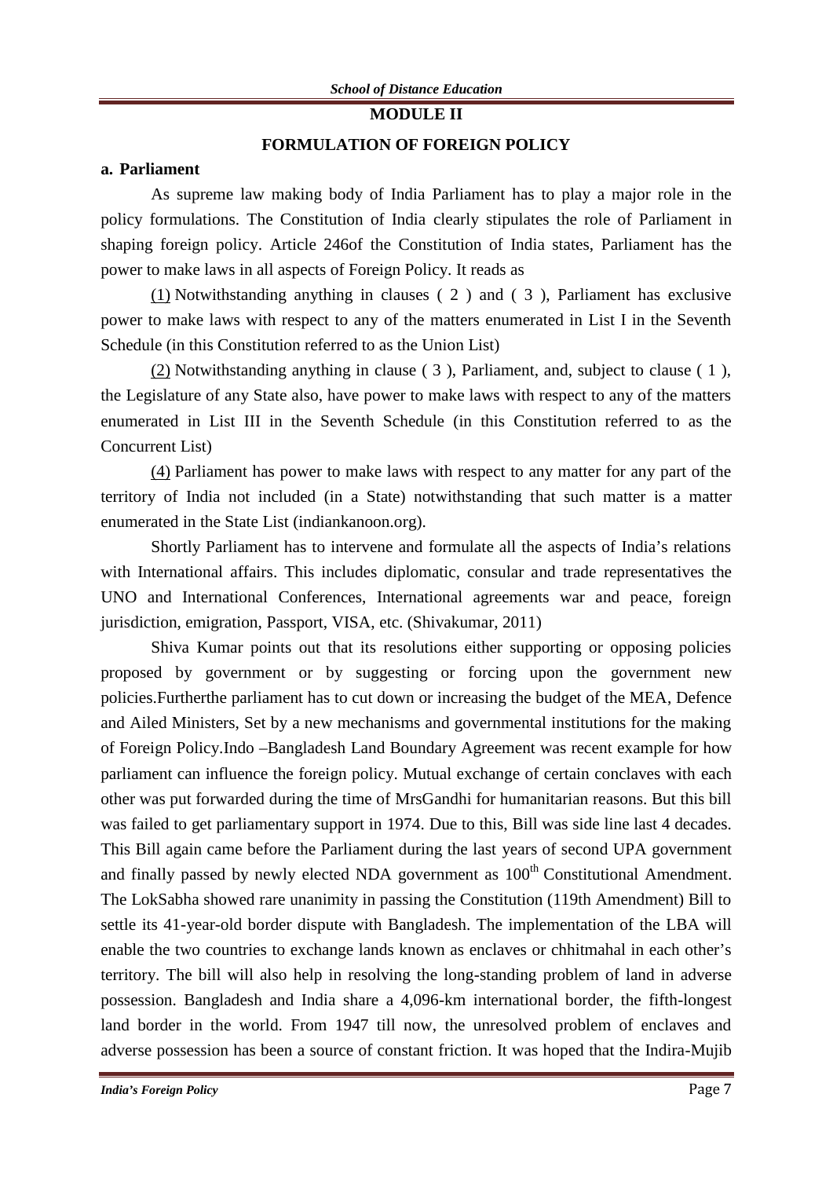# MODULE II

## FORMULATION OF FOREIGN POLICY

### a. Parliament

As supreme law making body of India Parliament has to play a major role in the policy formulations. The Constitution of India clearly stipulates the role of Parliament in shaping foreign policy. Article 246of the Constitution of India states, Parliament has the power to make laws in all aspects of Foreign Policy. It reads as

(1) Notwithstanding anything in clauses ( 2 ) and ( 3 ), Parliament has exclusive power to make laws with respect to any of the matters enumerated in List I in the Seventh Schedule (in this Constitution referred to as the Union List)

(2) Notwithstanding anything in clause ( 3 ), Parliament, and, subject to clause ( 1 ), the Legislature of any State also, have power to make laws with respect to any of the matters enumerated in List III in the Seventh Schedule (in this Constitution referred to as the Concurrent List)

(4) Parliament has power to make laws with respect to any matter for any part of the territory of India not included (in a State) notwithstanding that such matter is a matter enumerated in the State List (indiankanoon.org).

Shortly Parliament has to intervene and formulate all the aspects of India's relations with International affairs. This includes diplomatic, consular and trade representatives the UNO and International Conferences, International agreements war and peace, foreign jurisdiction, emigration, Passport, VISA, etc. (Shivakumar, 2011)

Shiva Kumar points out that its resolutions either supporting or opposing policies proposed by government or by suggesting or forcing upon the government new policies.Furtherthe parliament has to cut down or increasing the budget of the MEA, Defence and Ailed Ministers, Set by a new mechanisms and governmental institutions for the making of Foreign Policy.Indo –Bangladesh Land Boundary Agreement was recent example for how parliament can influence the foreign policy. Mutual exchange of certain conclaves with each other was put forwarded during the time of MrsGandhi for humanitarian reasons. But this bill was failed to get parliamentary support in 1974. Due to this, Bill was side line last 4 decades. This Bill again came before the Parliament during the last years of second UPA government and finally passed by newly elected NDA government as 100th Constitutional Amendment. The LokSabha showed rare unanimity in passing the Constitution (119th Amendment) Bill to settle its 41-year-old border dispute with Bangladesh. The implementation of the LBA will enable the two countries to exchange lands known as enclaves or chhitmahal in each other's territory. The bill will also help in resolving the long-standing problem of land in adverse possession. Bangladesh and India share a 4,096-km international border, the fifth-longest land border in the world. From 1947 till now, the unresolved problem of enclaves and adverse possession has been a source of constant friction. It was hoped that the Indira-Mujib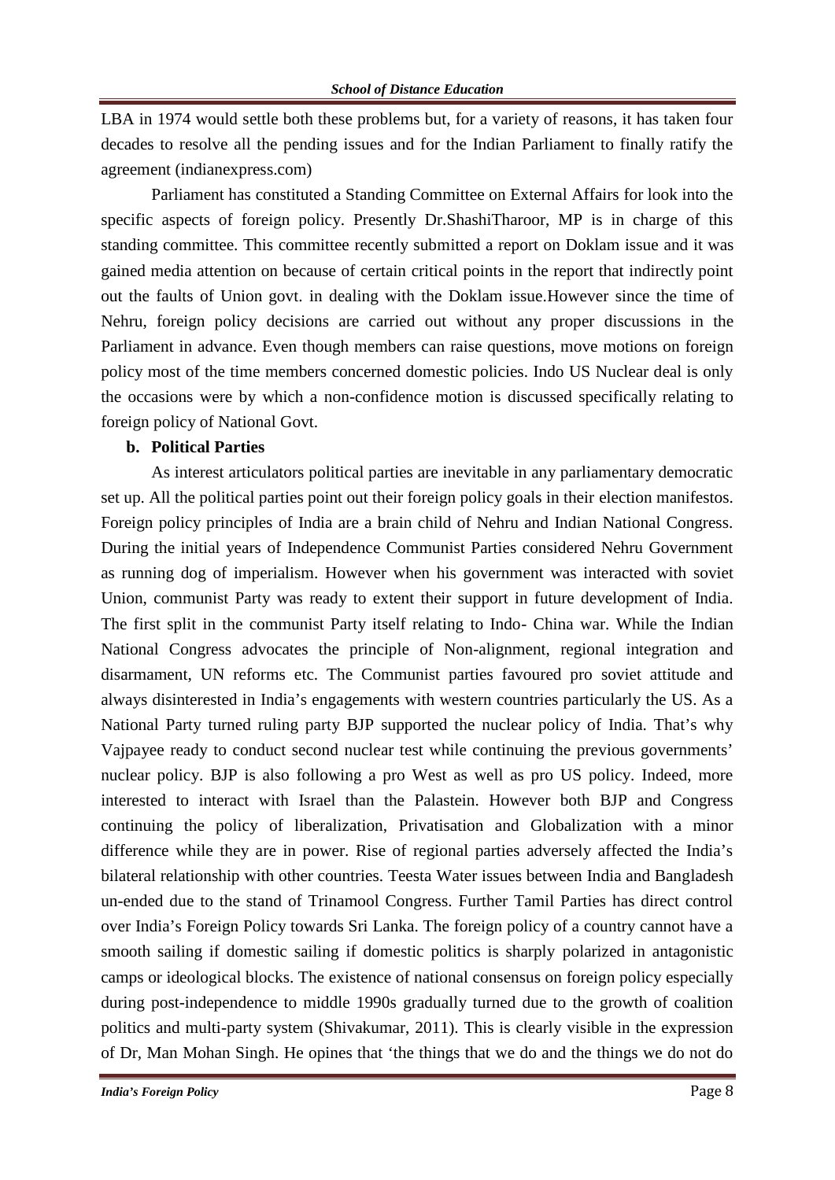LBA in 1974 would settle both these problems but, for a variety of reasons, it has taken four decades to resolve all the pending issues and for the Indian Parliament to finally ratify the agreement (indianexpress.com)

Parliament has constituted a Standing Committee on External Affairs for look into the specific aspects of foreign policy. Presently Dr.ShashiTharoor, MP is in charge of this standing committee. This committee recently submitted a report on Doklam issue and it was gained media attention on because of certain critical points in the report that indirectly point out the faults of Union govt. in dealing with the Doklam issue.However since the time of Nehru, foreign policy decisions are carried out without any proper discussions in the Parliament in advance. Even though members can raise questions, move motions on foreign policy most of the time members concerned domestic policies. Indo US Nuclear deal is only the occasions were by which a non-confidence motion is discussed specifically relating to foreign policy of National Govt.

**b. Political Parties**

As interest articulators political parties are inevitable in any parliamentary democratic set up. All the political parties point out their foreign policy goals in their election manifestos. Foreign policy principles of India are a brain child of Nehru and Indian National Congress. During the initial years of Independence Communist Parties considered Nehru Government as running dog of imperialism. However when his government was interacted with soviet Union, communist Party was ready to extent their support in future development of India. The first split in the communist Party itself relating to Indo- China war. While the Indian National Congress advocates the principle of Non-alignment, regional integration and disarmament, UN reforms etc. The Communist parties favoured pro soviet attitude and always disinterested in India's engagements with western countries particularly the US. As a National Party turned ruling party BJP supported the nuclear policy of India. That's why Vajpayee ready to conduct second nuclear test while continuing the previous governments' nuclear policy. BJP is also following a pro West as well as pro US policy. Indeed, more interested to interact with Israel than the Palastein. However both BJP and Congress continuing the policy of liberalization, Privatisation and Globalization with a minor difference while they are in power. Rise of regional parties adversely affected the India's bilateral relationship with other countries. Teesta Water issues between India and Bangladesh un-ended due to the stand of Trinamool Congress. Further Tamil Parties has direct control over India's Foreign Policy towards Sri Lanka. The foreign policy of a country cannot have a smooth sailing if domestic sailing if domestic politics is sharply polarized in antagonistic camps or ideological blocks. The existence of national consensus on foreign policy especially during post-independence to middle 1990s gradually turned due to the growth of coalition politics and multi-party system (Shivakumar, 2011). This is clearly visible in the expression of Dr, Man Mohan Singh. He opines that 'the things that we do and the things we do not do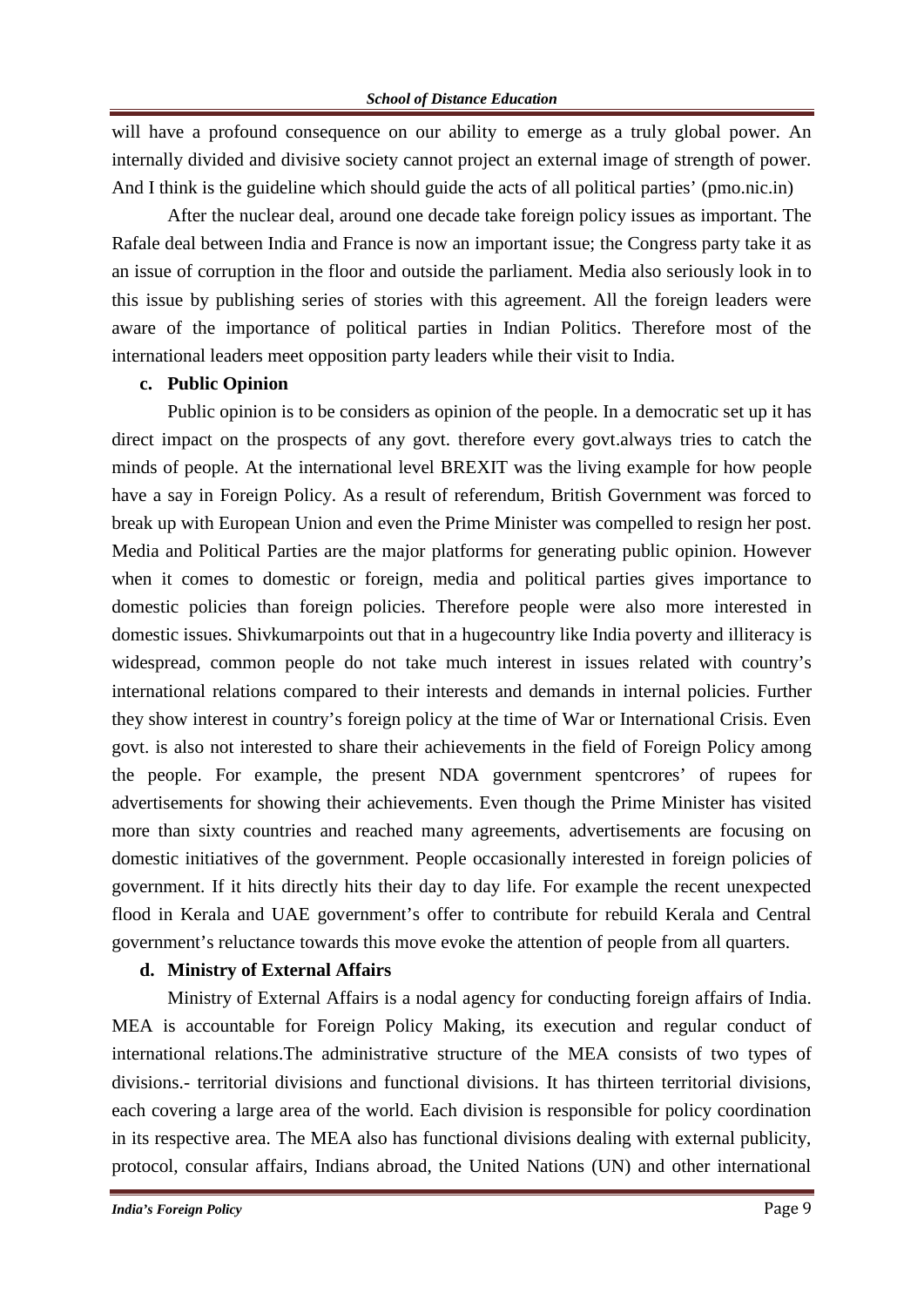will have a profound consequence on our ability to emerge as a truly global power. An internally divided and divisive society cannot project an external image of strength of power. And I think is the guideline which should guide the acts of all political parties' (pmo.nic.in)

After the nuclear deal, around one decade take foreign policy issues as important. The Rafale deal between India and France is now an important issue; the Congress party take it as an issue of corruption in the floor and outside the parliament. Media also seriously look in to this issue by publishing series of stories with this agreement. All the foreign leaders were aware of the importance of political parties in Indian Politics. Therefore most of the international leaders meet opposition party leaders while their visit to India.

**c. Public Opinion**

Public opinion is to be considers as opinion of the people. In a democratic set up it has direct impact on the prospects of any govt. therefore every govt.always tries to catch the minds of people. At the international level BREXIT was the living example for how people have a say in Foreign Policy. As a result of referendum, British Government was forced to break up with European Union and even the Prime Minister was compelled to resign her post. Media and Political Parties are the major platforms for generating public opinion. However when it comes to domestic or foreign, media and political parties gives importance to domestic policies than foreign policies. Therefore people were also more interested in domestic issues. Shivkumarpoints out that in a hugecountry like India poverty and illiteracy is widespread, common people do not take much interest in issues related with country's international relations compared to their interests and demands in internal policies. Further they show interest in country's foreign policy at the time of War or International Crisis. Even govt. is also not interested to share their achievements in the field of Foreign Policy among the people. For example, the present NDA government spentcrores' of rupees for advertisements for showing their achievements. Even though the Prime Minister has visited more than sixty countries and reached many agreements, advertisements are focusing on domestic initiatives of the government. People occasionally interested in foreign policies of government. If it hits directly hits their day to day life. For example the recent unexpected flood in Kerala and UAE government's offer to contribute for rebuild Kerala and Central government's reluctance towards this move evoke the attention of people from all quarters.

**d. Ministry of External Affairs**

Ministry of External Affairs is a nodal agency for conducting foreign affairs of India. MEA is accountable for Foreign Policy Making, its execution and regular conduct of international relations.The administrative structure of the MEA consists of two types of divisions.- territorial divisions and functional divisions. It has thirteen territorial divisions, each covering a large area of the world. Each division is responsible for policy coordination in its respective area. The MEA also has functional divisions dealing with external publicity, protocol, consular affairs, Indians abroad, the United Nations (UN) and other international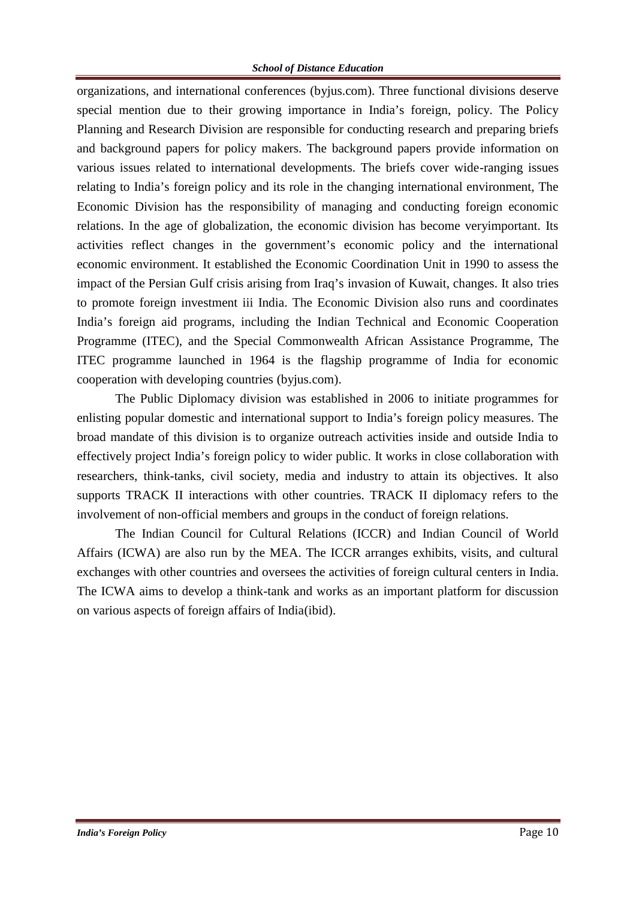organizations, and international conferences (byjus.com). Three functional divisions deserve special mention due to their growing importance in India's foreign, policy. The Policy Planning and Research Division are responsible for conducting research and preparing briefs and background papers for policy makers. The background papers provide information on various issues related to international developments. The briefs cover wide-ranging issues relating to India's foreign policy and its role in the changing international environment, The Economic Division has the responsibility of managing and conducting foreign economic relations. In the age of globalization, the economic division has become veryimportant. Its activities reflect changes in the government's economic policy and the international economic environment. It established the Economic Coordination Unit in 1990 to assess the impact of the Persian Gulf crisis arising from Iraq's invasion of Kuwait, changes. It also tries to promote foreign investment iii India. The Economic Division also runs and coordinates India's foreign aid programs, including the Indian Technical and Economic Cooperation Programme (ITEC), and the Special Commonwealth African Assistance Programme, The ITEC programme launched in 1964 is the flagship programme of India for economic cooperation with developing countries (byjus.com).

The Public Diplomacy division was established in 2006 to initiate programmes for enlisting popular domestic and international support to India's foreign policy measures. The broad mandate of this division is to organize outreach activities inside and outside India to effectively project India's foreign policy to wider public. It works in close collaboration with researchers, think-tanks, civil society, media and industry to attain its objectives. It also supports TRACK II interactions with other countries. TRACK II diplomacy refers to the involvement of non-official members and groups in the conduct of foreign relations.

The Indian Council for Cultural Relations (ICCR) and Indian Council of World Affairs (ICWA) are also run by the MEA. The ICCR arranges exhibits, visits, and cultural exchanges with other countries and oversees the activities of foreign cultural centers in India. The ICWA aims to develop a think-tank and works as an important platform for discussion on various aspects of foreign affairs of India(ibid).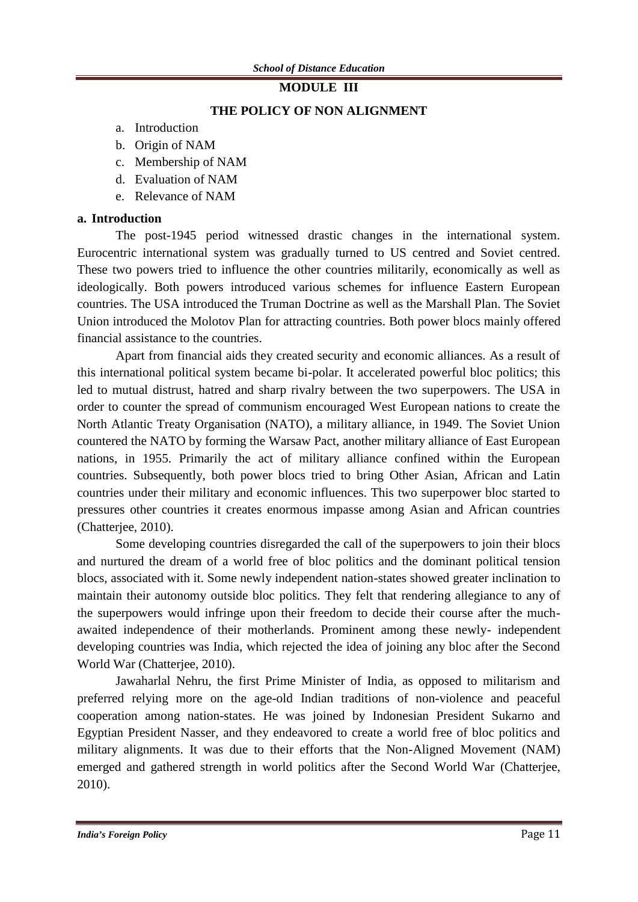## MODULE III

## THE POLICY OF NON ALIGNMENT

a. Introduction
b. Origin of NAM
c. Membership of NAM
d. Evaluation of NAM
e. Relevance of NAM

### a. Introduction

The post-1945 period witnessed drastic changes in the international system. Eurocentric international system was gradually turned to US centred and Soviet centred. These two powers tried to influence the other countries militarily, economically as well as ideologically. Both powers introduced various schemes for influence Eastern European countries. The USA introduced the Truman Doctrine as well as the Marshall Plan. The Soviet Union introduced the Molotov Plan for attracting countries. Both power blocs mainly offered financial assistance to the countries.

Apart from financial aids they created security and economic alliances. As a result of this international political system became bi-polar. It accelerated powerful bloc politics; this led to mutual distrust, hatred and sharp rivalry between the two superpowers. The USA in order to counter the spread of communism encouraged West European nations to create the North Atlantic Treaty Organisation (NATO), a military alliance, in 1949. The Soviet Union countered the NATO by forming the Warsaw Pact, another military alliance of East European nations, in 1955. Primarily the act of military alliance confined within the European countries. Subsequently, both power blocs tried to bring Other Asian, African and Latin countries under their military and economic influences. This two superpower bloc started to pressures other countries it creates enormous impasse among Asian and African countries (Chatterjee, 2010).

Some developing countries disregarded the call of the superpowers to join their blocs and nurtured the dream of a world free of bloc politics and the dominant political tension blocs, associated with it. Some newly independent nation-states showed greater inclination to maintain their autonomy outside bloc politics. They felt that rendering allegiance to any of the superpowers would infringe upon their freedom to decide their course after the much-awaited independence of their motherlands. Prominent among these newly- independent developing countries was India, which rejected the idea of joining any bloc after the Second World War (Chatterjee, 2010).

Jawaharlal Nehru, the first Prime Minister of India, as opposed to militarism and preferred relying more on the age-old Indian traditions of non-violence and peaceful cooperation among nation-states. He was joined by Indonesian President Sukarno and Egyptian President Nasser, and they endeavored to create a world free of bloc politics and military alignments. It was due to their efforts that the Non-Aligned Movement (NAM) emerged and gathered strength in world politics after the Second World War (Chatterjee, 2010).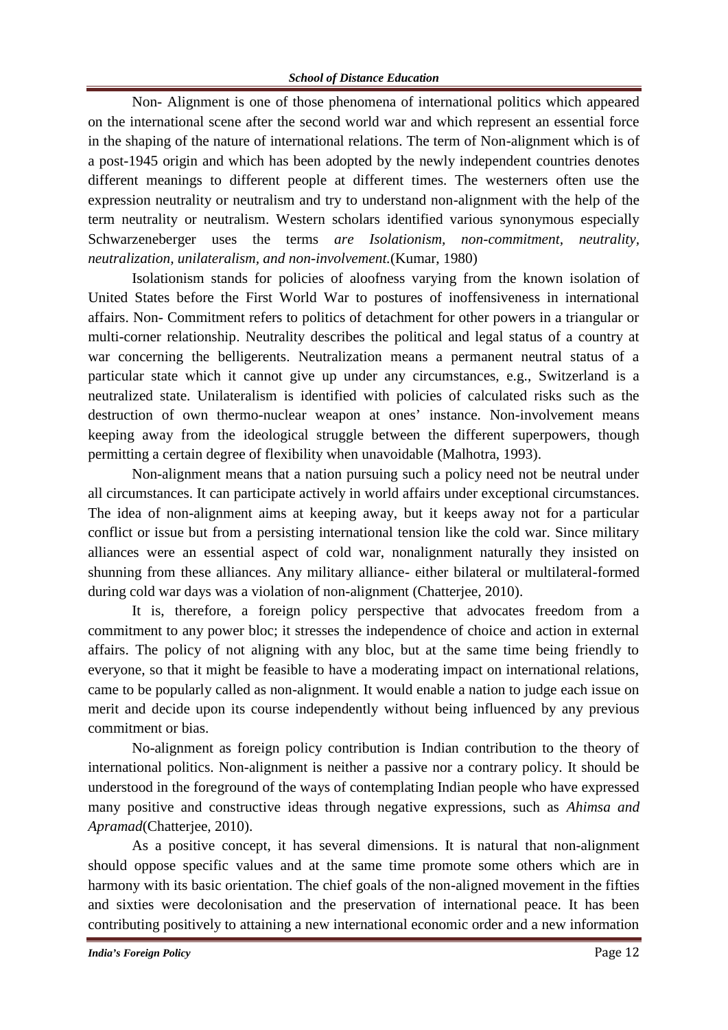Non- Alignment is one of those phenomena of international politics which appeared on the international scene after the second world war and which represent an essential force in the shaping of the nature of international relations. The term of Non-alignment which is of a post-1945 origin and which has been adopted by the newly independent countries denotes different meanings to different people at different times. The westerners often use the expression neutrality or neutralism and try to understand non-alignment with the help of the term neutrality or neutralism. Western scholars identified various synonymous especially Schwarzeneberger uses the terms *are Isolationism, non-commitment, neutrality, neutralization, unilateralism, and non-involvement.*(Kumar, 1980)

Isolationism stands for policies of aloofness varying from the known isolation of United States before the First World War to postures of inoffensiveness in international affairs. Non- Commitment refers to politics of detachment for other powers in a triangular or multi-corner relationship. Neutrality describes the political and legal status of a country at war concerning the belligerents. Neutralization means a permanent neutral status of a particular state which it cannot give up under any circumstances, e.g., Switzerland is a neutralized state. Unilateralism is identified with policies of calculated risks such as the destruction of own thermo-nuclear weapon at ones' instance. Non-involvement means keeping away from the ideological struggle between the different superpowers, though permitting a certain degree of flexibility when unavoidable (Malhotra, 1993).

Non-alignment means that a nation pursuing such a policy need not be neutral under all circumstances. It can participate actively in world affairs under exceptional circumstances. The idea of non-alignment aims at keeping away, but it keeps away not for a particular conflict or issue but from a persisting international tension like the cold war. Since military alliances were an essential aspect of cold war, nonalignment naturally they insisted on shunning from these alliances. Any military alliance- either bilateral or multilateral-formed during cold war days was a violation of non-alignment (Chatterjee, 2010).

It is, therefore, a foreign policy perspective that advocates freedom from a commitment to any power bloc; it stresses the independence of choice and action in external affairs. The policy of not aligning with any bloc, but at the same time being friendly to everyone, so that it might be feasible to have a moderating impact on international relations, came to be popularly called as non-alignment. It would enable a nation to judge each issue on merit and decide upon its course independently without being influenced by any previous commitment or bias.

No-alignment as foreign policy contribution is Indian contribution to the theory of international politics. Non-alignment is neither a passive nor a contrary policy. It should be understood in the foreground of the ways of contemplating Indian people who have expressed many positive and constructive ideas through negative expressions, such as *Ahimsa and Apramad*(Chatterjee, 2010).

As a positive concept, it has several dimensions. It is natural that non-alignment should oppose specific values and at the same time promote some others which are in harmony with its basic orientation. The chief goals of the non-aligned movement in the fifties and sixties were decolonisation and the preservation of international peace. It has been contributing positively to attaining a new international economic order and a new information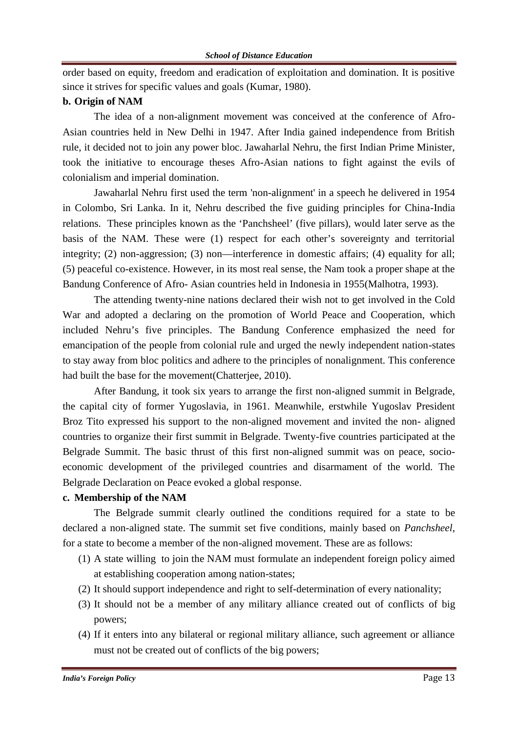order based on equity, freedom and eradication of exploitation and domination. It is positive since it strives for specific values and goals (Kumar, 1980).

**b. Origin of NAM**

The idea of a non-alignment movement was conceived at the conference of Afro-Asian countries held in New Delhi in 1947. After India gained independence from British rule, it decided not to join any power bloc. Jawaharlal Nehru, the first Indian Prime Minister, took the initiative to encourage theses Afro-Asian nations to fight against the evils of colonialism and imperial domination.

Jawaharlal Nehru first used the term 'non-alignment' in a speech he delivered in 1954 in Colombo, Sri Lanka. In it, Nehru described the five guiding principles for China-India relations. These principles known as the 'Panchsheel' (five pillars), would later serve as the basis of the NAM. These were (1) respect for each other's sovereignty and territorial integrity; (2) non-aggression; (3) non—interference in domestic affairs; (4) equality for all; (5) peaceful co-existence. However, in its most real sense, the Nam took a proper shape at the Bandung Conference of Afro- Asian countries held in Indonesia in 1955(Malhotra, 1993).

The attending twenty-nine nations declared their wish not to get involved in the Cold War and adopted a declaring on the promotion of World Peace and Cooperation, which included Nehru's five principles. The Bandung Conference emphasized the need for emancipation of the people from colonial rule and urged the newly independent nation-states to stay away from bloc politics and adhere to the principles of nonalignment. This conference had built the base for the movement(Chatterjee, 2010).

After Bandung, it took six years to arrange the first non-aligned summit in Belgrade, the capital city of former Yugoslavia, in 1961. Meanwhile, erstwhile Yugoslav President Broz Tito expressed his support to the non-aligned movement and invited the non- aligned countries to organize their first summit in Belgrade. Twenty-five countries participated at the Belgrade Summit. The basic thrust of this first non-aligned summit was on peace, socio-economic development of the privileged countries and disarmament of the world. The Belgrade Declaration on Peace evoked a global response.

**c. Membership of the NAM**

The Belgrade summit clearly outlined the conditions required for a state to be declared a non-aligned state. The summit set five conditions, mainly based on *Panchsheel*, for a state to become a member of the non-aligned movement. These are as follows:

(1) A state willing to join the NAM must formulate an independent foreign policy aimed at establishing cooperation among nation-states;

(2) It should support independence and right to self-determination of every nationality;

(3) It should not be a member of any military alliance created out of conflicts of big powers;

(4) If it enters into any bilateral or regional military alliance, such agreement or alliance must not be created out of conflicts of the big powers;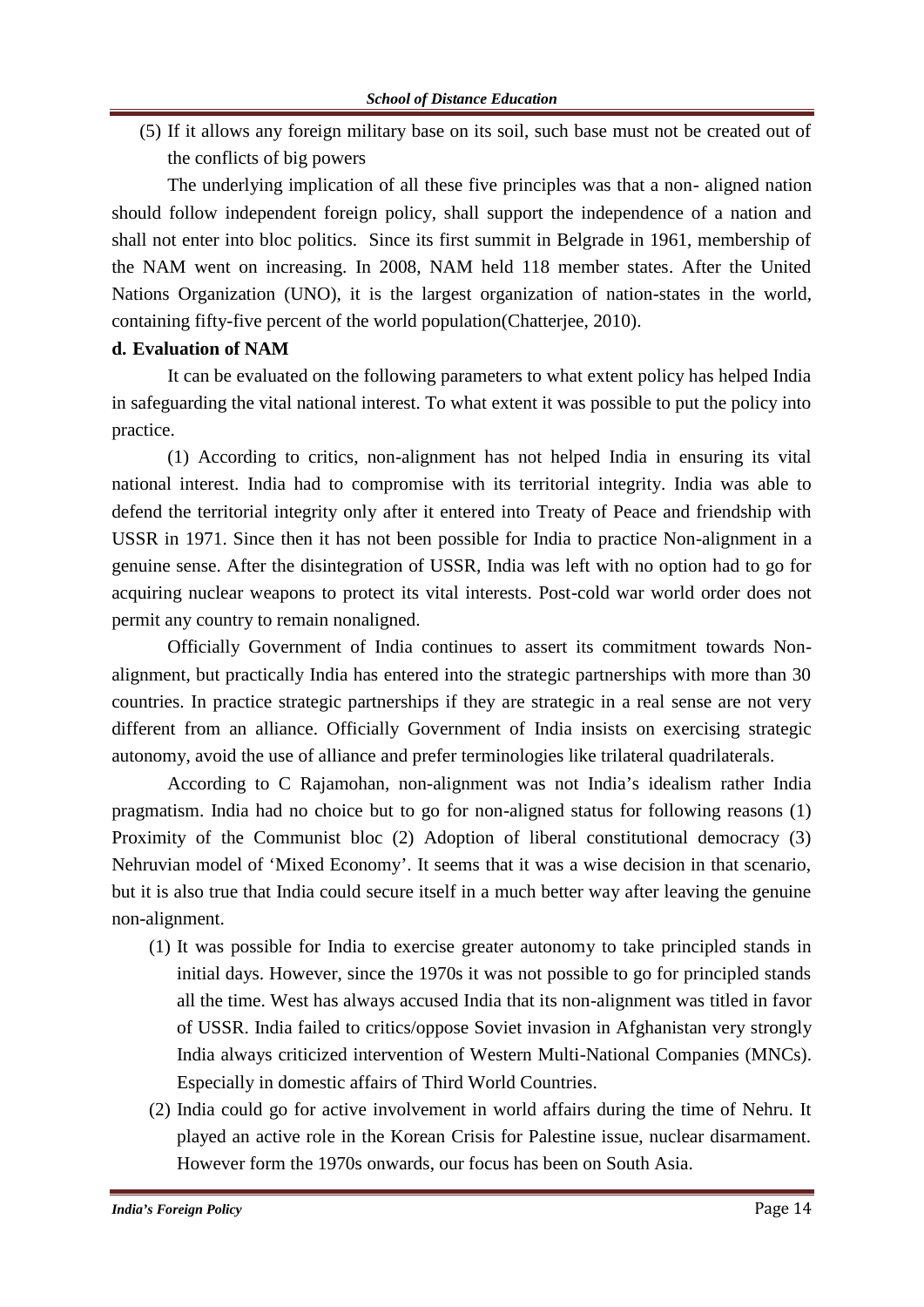(5) If it allows any foreign military base on its soil, such base must not be created out of the conflicts of big powers

The underlying implication of all these five principles was that a non- aligned nation should follow independent foreign policy, shall support the independence of a nation and shall not enter into bloc politics. Since its first summit in Belgrade in 1961, membership of the NAM went on increasing. In 2008, NAM held 118 member states. After the United Nations Organization (UNO), it is the largest organization of nation-states in the world, containing fifty-five percent of the world population(Chatterjee, 2010).

**d. Evaluation of NAM**

It can be evaluated on the following parameters to what extent policy has helped India in safeguarding the vital national interest. To what extent it was possible to put the policy into practice.

(1) According to critics, non-alignment has not helped India in ensuring its vital national interest. India had to compromise with its territorial integrity. India was able to defend the territorial integrity only after it entered into Treaty of Peace and friendship with USSR in 1971. Since then it has not been possible for India to practice Non-alignment in a genuine sense. After the disintegration of USSR, India was left with no option had to go for acquiring nuclear weapons to protect its vital interests. Post-cold war world order does not permit any country to remain nonaligned.

Officially Government of India continues to assert its commitment towards Non-alignment, but practically India has entered into the strategic partnerships with more than 30 countries. In practice strategic partnerships if they are strategic in a real sense are not very different from an alliance. Officially Government of India insists on exercising strategic autonomy, avoid the use of alliance and prefer terminologies like trilateral quadrilaterals.

According to C Rajamohan, non-alignment was not India's idealism rather India pragmatism. India had no choice but to go for non-aligned status for following reasons (1) Proximity of the Communist bloc (2) Adoption of liberal constitutional democracy (3) Nehruvian model of 'Mixed Economy'. It seems that it was a wise decision in that scenario, but it is also true that India could secure itself in a much better way after leaving the genuine non-alignment.

(1) It was possible for India to exercise greater autonomy to take principled stands in initial days. However, since the 1970s it was not possible to go for principled stands all the time. West has always accused India that its non-alignment was titled in favor of USSR. India failed to critics/oppose Soviet invasion in Afghanistan very strongly India always criticized intervention of Western Multi-National Companies (MNCs). Especially in domestic affairs of Third World Countries.

(2) India could go for active involvement in world affairs during the time of Nehru. It played an active role in the Korean Crisis for Palestine issue, nuclear disarmament. However form the 1970s onwards, our focus has been on South Asia.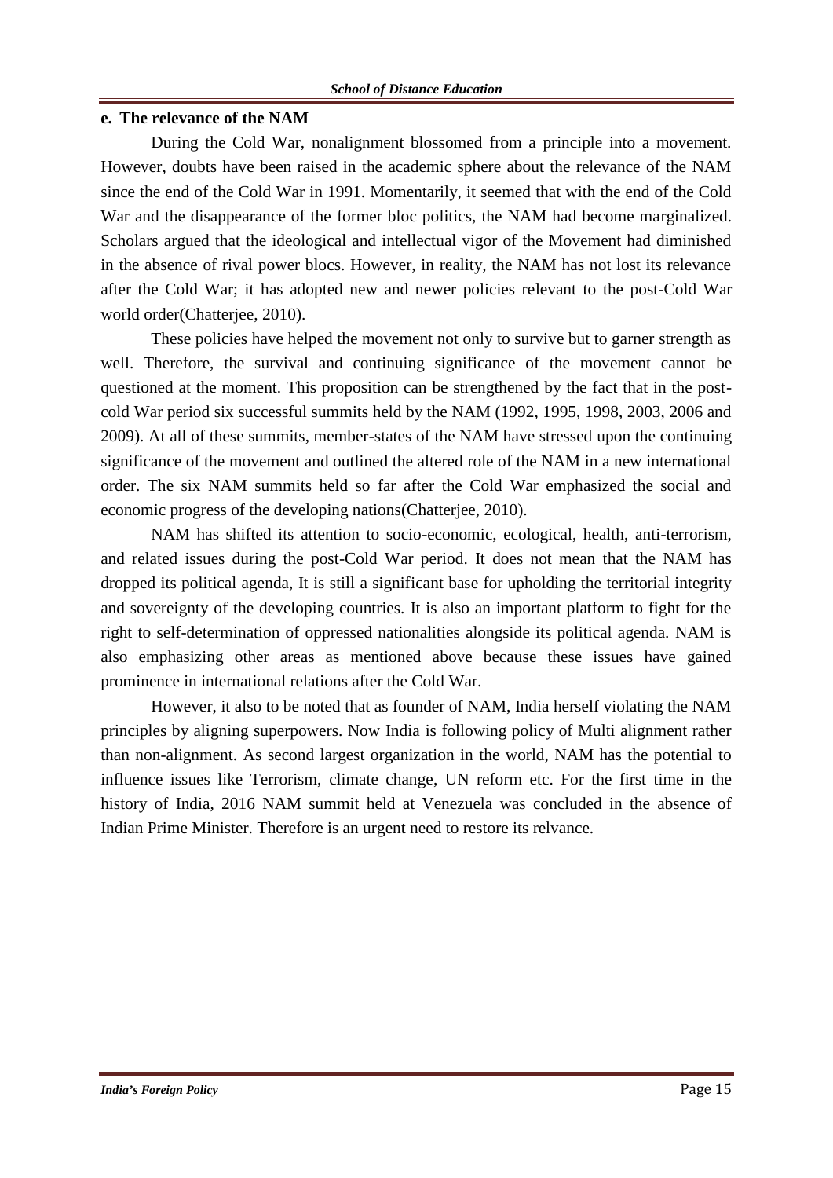### e. The relevance of the NAM

During the Cold War, nonalignment blossomed from a principle into a movement. However, doubts have been raised in the academic sphere about the relevance of the NAM since the end of the Cold War in 1991. Momentarily, it seemed that with the end of the Cold War and the disappearance of the former bloc politics, the NAM had become marginalized. Scholars argued that the ideological and intellectual vigor of the Movement had diminished in the absence of rival power blocs. However, in reality, the NAM has not lost its relevance after the Cold War; it has adopted new and newer policies relevant to the post-Cold War world order(Chatterjee, 2010).

These policies have helped the movement not only to survive but to garner strength as well. Therefore, the survival and continuing significance of the movement cannot be questioned at the moment. This proposition can be strengthened by the fact that in the post-cold War period six successful summits held by the NAM (1992, 1995, 1998, 2003, 2006 and 2009). At all of these summits, member-states of the NAM have stressed upon the continuing significance of the movement and outlined the altered role of the NAM in a new international order. The six NAM summits held so far after the Cold War emphasized the social and economic progress of the developing nations(Chatterjee, 2010).

NAM has shifted its attention to socio-economic, ecological, health, anti-terrorism, and related issues during the post-Cold War period. It does not mean that the NAM has dropped its political agenda, It is still a significant base for upholding the territorial integrity and sovereignty of the developing countries. It is also an important platform to fight for the right to self-determination of oppressed nationalities alongside its political agenda. NAM is also emphasizing other areas as mentioned above because these issues have gained prominence in international relations after the Cold War.

However, it also to be noted that as founder of NAM, India herself violating the NAM principles by aligning superpowers. Now India is following policy of Multi alignment rather than non-alignment. As second largest organization in the world, NAM has the potential to influence issues like Terrorism, climate change, UN reform etc. For the first time in the history of India, 2016 NAM summit held at Venezuela was concluded in the absence of Indian Prime Minister. Therefore is an urgent need to restore its relvance.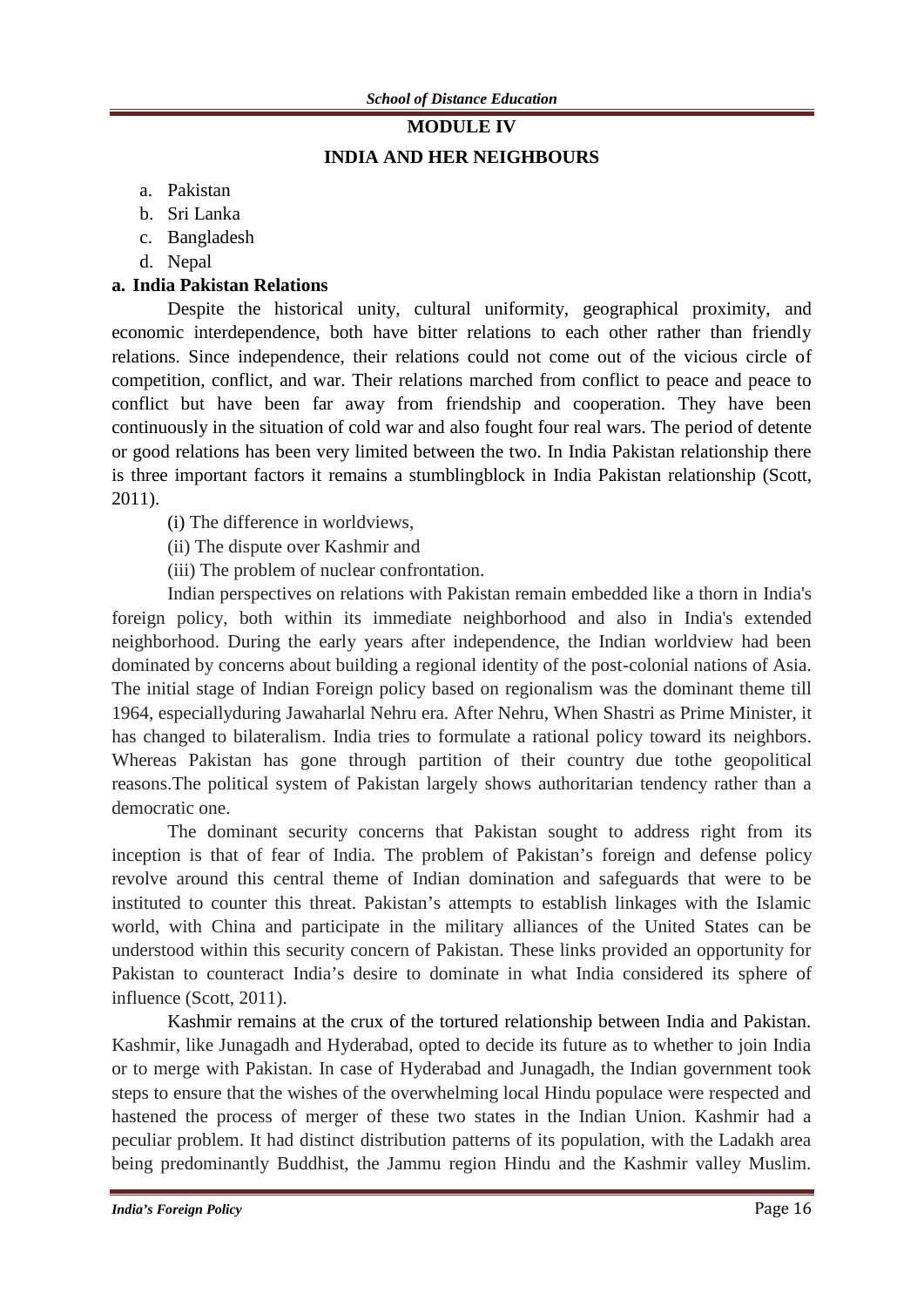## MODULE IV

## INDIA AND HER NEIGHBOURS

a. Pakistan
b. Sri Lanka
c. Bangladesh
d. Nepal

### a. India Pakistan Relations

Despite the historical unity, cultural uniformity, geographical proximity, and economic interdependence, both have bitter relations to each other rather than friendly relations. Since independence, their relations could not come out of the vicious circle of competition, conflict, and war. Their relations marched from conflict to peace and peace to conflict but have been far away from friendship and cooperation. They have been continuously in the situation of cold war and also fought four real wars. The period of detente or good relations has been very limited between the two. In India Pakistan relationship there is three important factors it remains a stumblingblock in India Pakistan relationship (Scott, 2011).

(i) The difference in worldviews,

(ii) The dispute over Kashmir and

(iii) The problem of nuclear confrontation.

Indian perspectives on relations with Pakistan remain embedded like a thorn in India's foreign policy, both within its immediate neighborhood and also in India's extended neighborhood. During the early years after independence, the Indian worldview had been dominated by concerns about building a regional identity of the post-colonial nations of Asia. The initial stage of Indian Foreign policy based on regionalism was the dominant theme till 1964, especiallyduring Jawaharlal Nehru era. After Nehru, When Shastri as Prime Minister, it has changed to bilateralism. India tries to formulate a rational policy toward its neighbors. Whereas Pakistan has gone through partition of their country due tothe geopolitical reasons.The political system of Pakistan largely shows authoritarian tendency rather than a democratic one.

The dominant security concerns that Pakistan sought to address right from its inception is that of fear of India. The problem of Pakistan's foreign and defense policy revolve around this central theme of Indian domination and safeguards that were to be instituted to counter this threat. Pakistan's attempts to establish linkages with the Islamic world, with China and participate in the military alliances of the United States can be understood within this security concern of Pakistan. These links provided an opportunity for Pakistan to counteract India's desire to dominate in what India considered its sphere of influence (Scott, 2011).

Kashmir remains at the crux of the tortured relationship between India and Pakistan. Kashmir, like Junagadh and Hyderabad, opted to decide its future as to whether to join India or to merge with Pakistan. In case of Hyderabad and Junagadh, the Indian government took steps to ensure that the wishes of the overwhelming local Hindu populace were respected and hastened the process of merger of these two states in the Indian Union. Kashmir had a peculiar problem. It had distinct distribution patterns of its population, with the Ladakh area being predominantly Buddhist, the Jammu region Hindu and the Kashmir valley Muslim.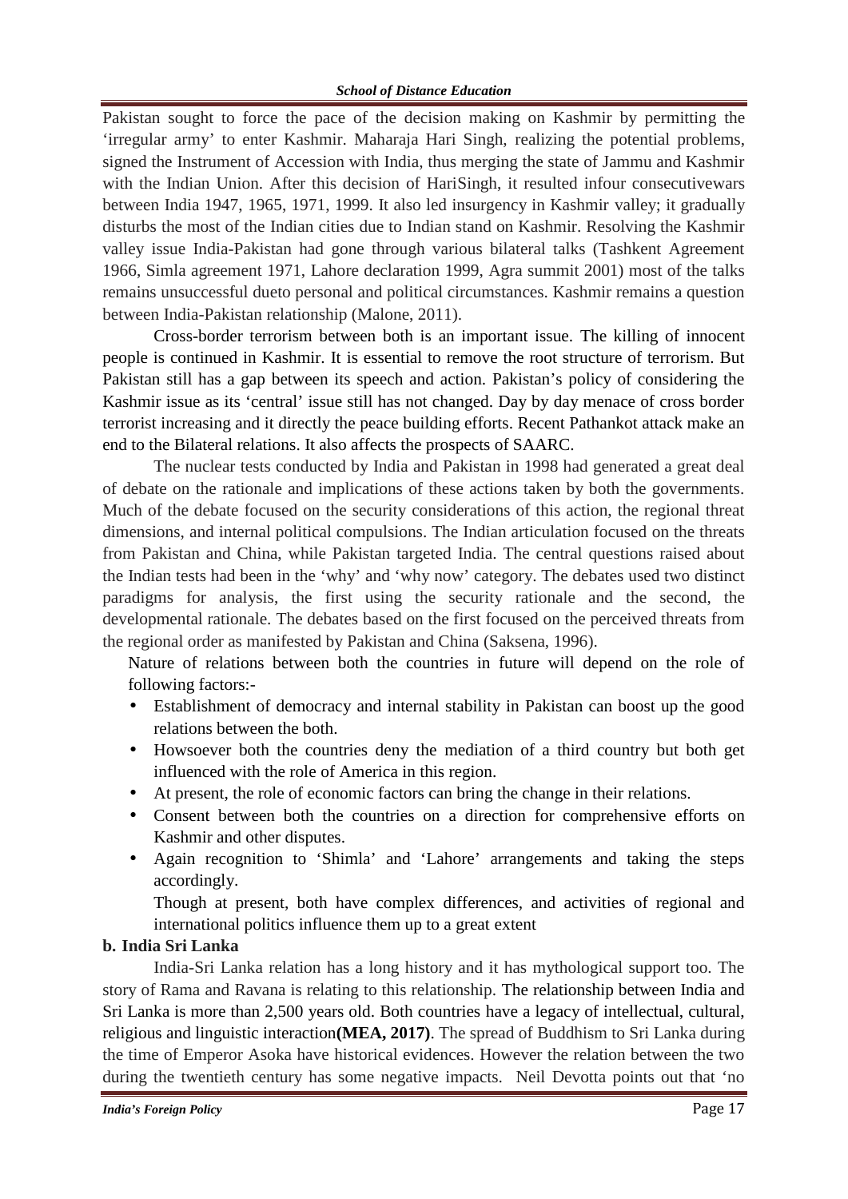Pakistan sought to force the pace of the decision making on Kashmir by permitting the 'irregular army' to enter Kashmir. Maharaja Hari Singh, realizing the potential problems, signed the Instrument of Accession with India, thus merging the state of Jammu and Kashmir with the Indian Union. After this decision of HariSingh, it resulted infour consecutivewars between India 1947, 1965, 1971, 1999. It also led insurgency in Kashmir valley; it gradually disturbs the most of the Indian cities due to Indian stand on Kashmir. Resolving the Kashmir valley issue India-Pakistan had gone through various bilateral talks (Tashkent Agreement 1966, Simla agreement 1971, Lahore declaration 1999, Agra summit 2001) most of the talks remains unsuccessful dueto personal and political circumstances. Kashmir remains a question between India-Pakistan relationship (Malone, 2011).

Cross-border terrorism between both is an important issue. The killing of innocent people is continued in Kashmir. It is essential to remove the root structure of terrorism. But Pakistan still has a gap between its speech and action. Pakistan's policy of considering the Kashmir issue as its 'central' issue still has not changed. Day by day menace of cross border terrorist increasing and it directly the peace building efforts. Recent Pathankot attack make an end to the Bilateral relations. It also affects the prospects of SAARC.

The nuclear tests conducted by India and Pakistan in 1998 had generated a great deal of debate on the rationale and implications of these actions taken by both the governments. Much of the debate focused on the security considerations of this action, the regional threat dimensions, and internal political compulsions. The Indian articulation focused on the threats from Pakistan and China, while Pakistan targeted India. The central questions raised about the Indian tests had been in the 'why' and 'why now' category. The debates used two distinct paradigms for analysis, the first using the security rationale and the second, the developmental rationale. The debates based on the first focused on the perceived threats from the regional order as manifested by Pakistan and China (Saksena, 1996).

Nature of relations between both the countries in future will depend on the role of following factors:-

- Establishment of democracy and internal stability in Pakistan can boost up the good relations between the both.
- Howsoever both the countries deny the mediation of a third country but both get influenced with the role of America in this region.
- At present, the role of economic factors can bring the change in their relations.
- Consent between both the countries on a direction for comprehensive efforts on Kashmir and other disputes.
- Again recognition to 'Shimla' and 'Lahore' arrangements and taking the steps accordingly.

Though at present, both have complex differences, and activities of regional and international politics influence them up to a great extent

**b. India Sri Lanka**

India-Sri Lanka relation has a long history and it has mythological support too. The story of Rama and Ravana is relating to this relationship. The relationship between India and Sri Lanka is more than 2,500 years old. Both countries have a legacy of intellectual, cultural, religious and linguistic interaction**(MEA, 2017)**. The spread of Buddhism to Sri Lanka during the time of Emperor Asoka have historical evidences. However the relation between the two during the twentieth century has some negative impacts. Neil Devotta points out that 'no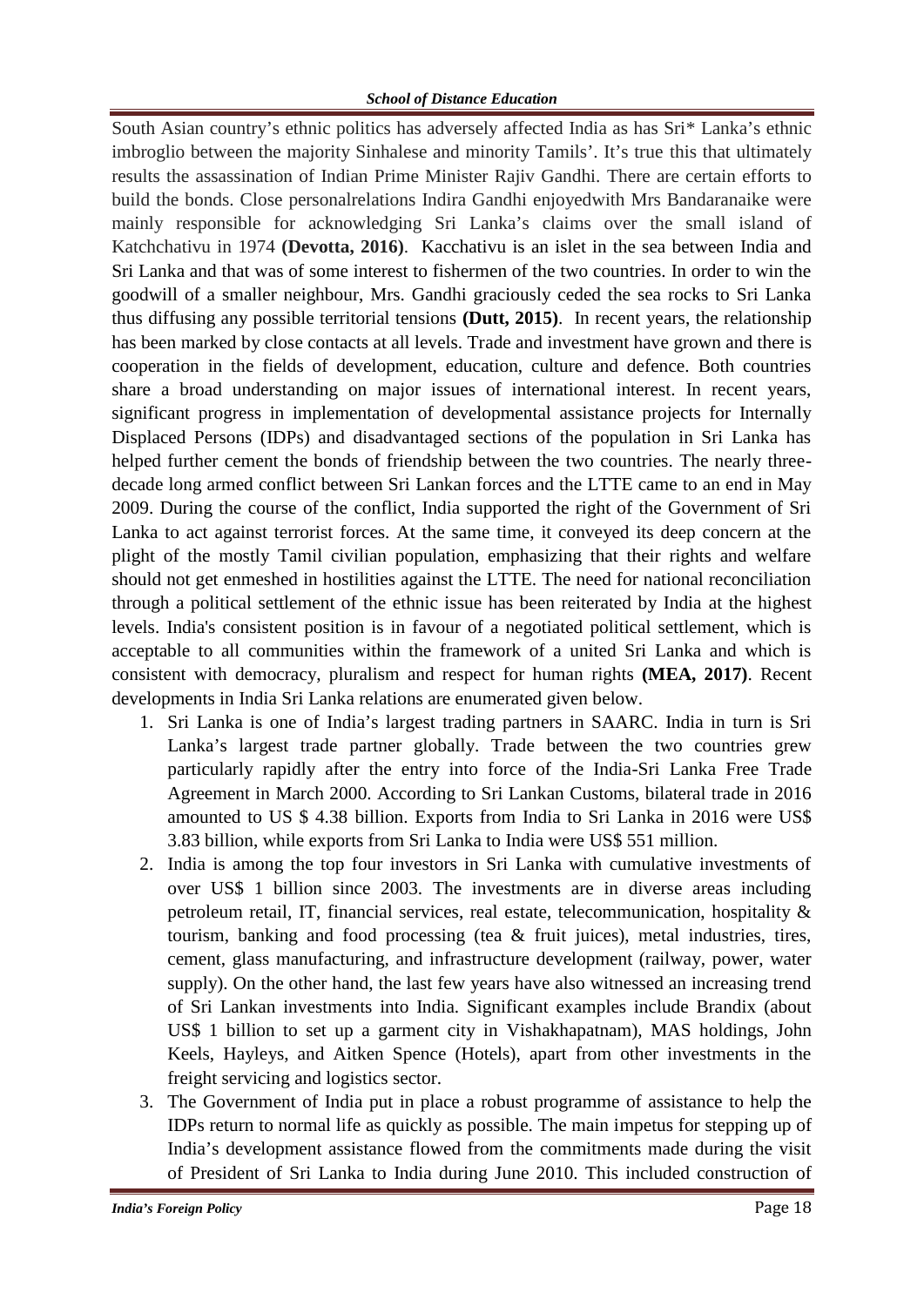South Asian country's ethnic politics has adversely affected India as has Sri* Lanka's ethnic imbroglio between the majority Sinhalese and minority Tamils'. It's true this that ultimately results the assassination of Indian Prime Minister Rajiv Gandhi. There are certain efforts to build the bonds. Close personalrelations Indira Gandhi enjoyedwith Mrs Bandaranaike were mainly responsible for acknowledging Sri Lanka's claims over the small island of Katchchativu in 1974 **(Devotta, 2016)**. Kacchativu is an islet in the sea between India and Sri Lanka and that was of some interest to fishermen of the two countries. In order to win the goodwill of a smaller neighbour, Mrs. Gandhi graciously ceded the sea rocks to Sri Lanka thus diffusing any possible territorial tensions **(Dutt, 2015)**. In recent years, the relationship has been marked by close contacts at all levels. Trade and investment have grown and there is cooperation in the fields of development, education, culture and defence. Both countries share a broad understanding on major issues of international interest. In recent years, significant progress in implementation of developmental assistance projects for Internally Displaced Persons (IDPs) and disadvantaged sections of the population in Sri Lanka has helped further cement the bonds of friendship between the two countries. The nearly three-decade long armed conflict between Sri Lankan forces and the LTTE came to an end in May 2009. During the course of the conflict, India supported the right of the Government of Sri Lanka to act against terrorist forces. At the same time, it conveyed its deep concern at the plight of the mostly Tamil civilian population, emphasizing that their rights and welfare should not get enmeshed in hostilities against the LTTE. The need for national reconciliation through a political settlement of the ethnic issue has been reiterated by India at the highest levels. India's consistent position is in favour of a negotiated political settlement, which is acceptable to all communities within the framework of a united Sri Lanka and which is consistent with democracy, pluralism and respect for human rights **(MEA, 2017)**. Recent developments in India Sri Lanka relations are enumerated given below.

1. Sri Lanka is one of India's largest trading partners in SAARC. India in turn is Sri Lanka's largest trade partner globally. Trade between the two countries grew particularly rapidly after the entry into force of the India-Sri Lanka Free Trade Agreement in March 2000. According to Sri Lankan Customs, bilateral trade in 2016 amounted to US $ 4.38 billion. Exports from India to Sri Lanka in 2016 were US$ 3.83 billion, while exports from Sri Lanka to India were US$ 551 million.
2. India is among the top four investors in Sri Lanka with cumulative investments of over US$ 1 billion since 2003. The investments are in diverse areas including petroleum retail, IT, financial services, real estate, telecommunication, hospitality & tourism, banking and food processing (tea & fruit juices), metal industries, tires, cement, glass manufacturing, and infrastructure development (railway, power, water supply). On the other hand, the last few years have also witnessed an increasing trend of Sri Lankan investments into India. Significant examples include Brandix (about US$ 1 billion to set up a garment city in Vishakhapatnam), MAS holdings, John Keels, Hayleys, and Aitken Spence (Hotels), apart from other investments in the freight servicing and logistics sector.
3. The Government of India put in place a robust programme of assistance to help the IDPs return to normal life as quickly as possible. The main impetus for stepping up of India's development assistance flowed from the commitments made during the visit of President of Sri Lanka to India during June 2010. This included construction of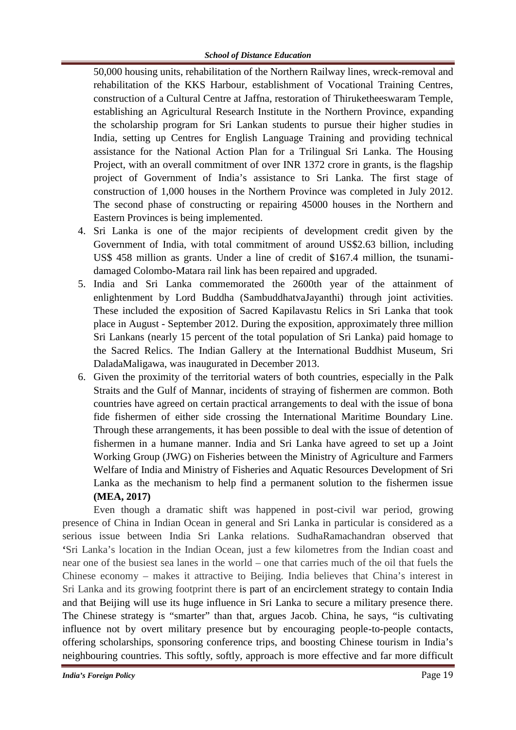50,000 housing units, rehabilitation of the Northern Railway lines, wreck-removal and rehabilitation of the KKS Harbour, establishment of Vocational Training Centres, construction of a Cultural Centre at Jaffna, restoration of Thiruketheeswaram Temple, establishing an Agricultural Research Institute in the Northern Province, expanding the scholarship program for Sri Lankan students to pursue their higher studies in India, setting up Centres for English Language Training and providing technical assistance for the National Action Plan for a Trilingual Sri Lanka. The Housing Project, with an overall commitment of over INR 1372 crore in grants, is the flagship project of Government of India's assistance to Sri Lanka. The first stage of construction of 1,000 houses in the Northern Province was completed in July 2012. The second phase of constructing or repairing 45000 houses in the Northern and Eastern Provinces is being implemented.

4. Sri Lanka is one of the major recipients of development credit given by the Government of India, with total commitment of around US$2.63 billion, including US$ 458 million as grants. Under a line of credit of $167.4 million, the tsunami-damaged Colombo-Matara rail link has been repaired and upgraded.
5. India and Sri Lanka commemorated the 2600th year of the attainment of enlightenment by Lord Buddha (SambuddhatvaJayanthi) through joint activities. These included the exposition of Sacred Kapilavastu Relics in Sri Lanka that took place in August - September 2012. During the exposition, approximately three million Sri Lankans (nearly 15 percent of the total population of Sri Lanka) paid homage to the Sacred Relics. The Indian Gallery at the International Buddhist Museum, Sri DaladaMaligawa, was inaugurated in December 2013.
6. Given the proximity of the territorial waters of both countries, especially in the Palk Straits and the Gulf of Mannar, incidents of straying of fishermen are common. Both countries have agreed on certain practical arrangements to deal with the issue of bona fide fishermen of either side crossing the International Maritime Boundary Line. Through these arrangements, it has been possible to deal with the issue of detention of fishermen in a humane manner. India and Sri Lanka have agreed to set up a Joint Working Group (JWG) on Fisheries between the Ministry of Agriculture and Farmers Welfare of India and Ministry of Fisheries and Aquatic Resources Development of Sri Lanka as the mechanism to help find a permanent solution to the fishermen issue **(MEA, 2017)**

Even though a dramatic shift was happened in post-civil war period, growing presence of China in Indian Ocean in general and Sri Lanka in particular is considered as a serious issue between India Sri Lanka relations. SudhaRamachandran observed that 'Sri Lanka's location in the Indian Ocean, just a few kilometres from the Indian coast and near one of the busiest sea lanes in the world – one that carries much of the oil that fuels the Chinese economy – makes it attractive to Beijing. India believes that China's interest in Sri Lanka and its growing footprint there is part of an encirclement strategy to contain India and that Beijing will use its huge influence in Sri Lanka to secure a military presence there. The Chinese strategy is "smarter" than that, argues Jacob. China, he says, "is cultivating influence not by overt military presence but by encouraging people-to-people contacts, offering scholarships, sponsoring conference trips, and boosting Chinese tourism in India's neighbouring countries. This softly, softly, approach is more effective and far more difficult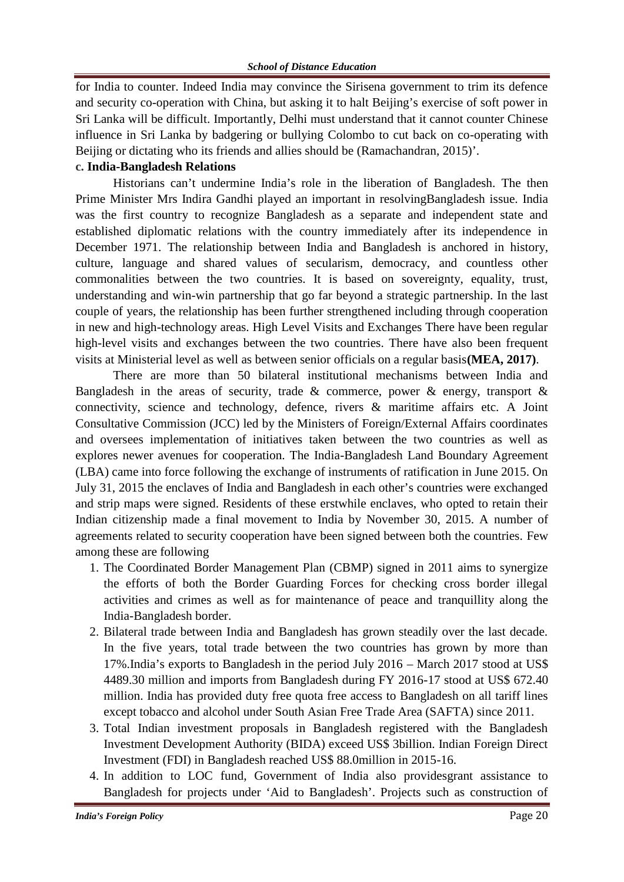for India to counter. Indeed India may convince the Sirisena government to trim its defence and security co-operation with China, but asking it to halt Beijing's exercise of soft power in Sri Lanka will be difficult. Importantly, Delhi must understand that it cannot counter Chinese influence in Sri Lanka by badgering or bullying Colombo to cut back on co-operating with Beijing or dictating who its friends and allies should be (Ramachandran, 2015)'.

**c. India-Bangladesh Relations**

Historians can't undermine India's role in the liberation of Bangladesh. The then Prime Minister Mrs Indira Gandhi played an important in resolvingBangladesh issue. India was the first country to recognize Bangladesh as a separate and independent state and established diplomatic relations with the country immediately after its independence in December 1971. The relationship between India and Bangladesh is anchored in history, culture, language and shared values of secularism, democracy, and countless other commonalities between the two countries. It is based on sovereignty, equality, trust, understanding and win-win partnership that go far beyond a strategic partnership. In the last couple of years, the relationship has been further strengthened including through cooperation in new and high-technology areas. High Level Visits and Exchanges There have been regular high-level visits and exchanges between the two countries. There have also been frequent visits at Ministerial level as well as between senior officials on a regular basis**(MEA, 2017)**.

There are more than 50 bilateral institutional mechanisms between India and Bangladesh in the areas of security, trade & commerce, power & energy, transport & connectivity, science and technology, defence, rivers & maritime affairs etc. A Joint Consultative Commission (JCC) led by the Ministers of Foreign/External Affairs coordinates and oversees implementation of initiatives taken between the two countries as well as explores newer avenues for cooperation. The India-Bangladesh Land Boundary Agreement (LBA) came into force following the exchange of instruments of ratification in June 2015. On July 31, 2015 the enclaves of India and Bangladesh in each other's countries were exchanged and strip maps were signed. Residents of these erstwhile enclaves, who opted to retain their Indian citizenship made a final movement to India by November 30, 2015. A number of agreements related to security cooperation have been signed between both the countries. Few among these are following

1. The Coordinated Border Management Plan (CBMP) signed in 2011 aims to synergize the efforts of both the Border Guarding Forces for checking cross border illegal activities and crimes as well as for maintenance of peace and tranquillity along the India-Bangladesh border.
2. Bilateral trade between India and Bangladesh has grown steadily over the last decade. In the five years, total trade between the two countries has grown by more than 17%.India's exports to Bangladesh in the period July 2016 – March 2017 stood at US$ 4489.30 million and imports from Bangladesh during FY 2016-17 stood at US$ 672.40 million. India has provided duty free quota free access to Bangladesh on all tariff lines except tobacco and alcohol under South Asian Free Trade Area (SAFTA) since 2011.
3. Total Indian investment proposals in Bangladesh registered with the Bangladesh Investment Development Authority (BIDA) exceed US$ 3billion. Indian Foreign Direct Investment (FDI) in Bangladesh reached US$ 88.0million in 2015-16.
4. In addition to LOC fund, Government of India also providesgrant assistance to Bangladesh for projects under 'Aid to Bangladesh'. Projects such as construction of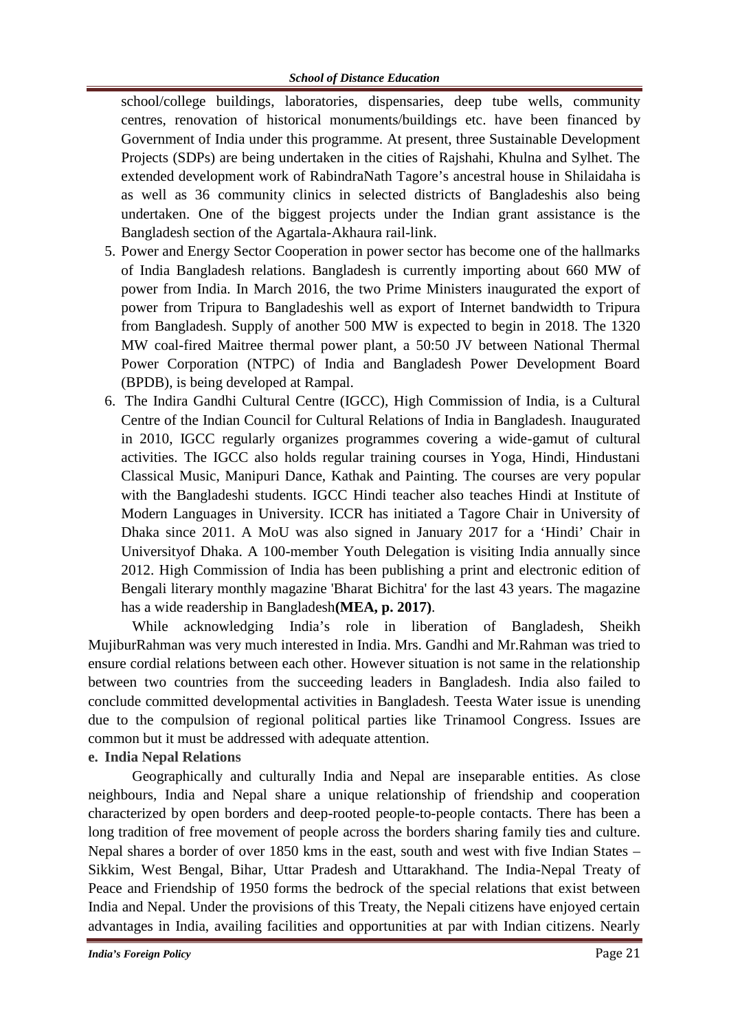school/college buildings, laboratories, dispensaries, deep tube wells, community centres, renovation of historical monuments/buildings etc. have been financed by Government of India under this programme. At present, three Sustainable Development Projects (SDPs) are being undertaken in the cities of Rajshahi, Khulna and Sylhet. The extended development work of RabindraNath Tagore's ancestral house in Shilaidaha is as well as 36 community clinics in selected districts of Bangladeshis also being undertaken. One of the biggest projects under the Indian grant assistance is the Bangladesh section of the Agartala-Akhaura rail-link.

5. Power and Energy Sector Cooperation in power sector has become one of the hallmarks of India Bangladesh relations. Bangladesh is currently importing about 660 MW of power from India. In March 2016, the two Prime Ministers inaugurated the export of power from Tripura to Bangladeshis well as export of Internet bandwidth to Tripura from Bangladesh. Supply of another 500 MW is expected to begin in 2018. The 1320 MW coal-fired Maitree thermal power plant, a 50:50 JV between National Thermal Power Corporation (NTPC) of India and Bangladesh Power Development Board (BPDB), is being developed at Rampal.
6. The Indira Gandhi Cultural Centre (IGCC), High Commission of India, is a Cultural Centre of the Indian Council for Cultural Relations of India in Bangladesh. Inaugurated in 2010, IGCC regularly organizes programmes covering a wide-gamut of cultural activities. The IGCC also holds regular training courses in Yoga, Hindi, Hindustani Classical Music, Manipuri Dance, Kathak and Painting. The courses are very popular with the Bangladeshi students. IGCC Hindi teacher also teaches Hindi at Institute of Modern Languages in University. ICCR has initiated a Tagore Chair in University of Dhaka since 2011. A MoU was also signed in January 2017 for a 'Hindi' Chair in Universityof Dhaka. A 100-member Youth Delegation is visiting India annually since 2012. High Commission of India has been publishing a print and electronic edition of Bengali literary monthly magazine 'Bharat Bichitra' for the last 43 years. The magazine has a wide readership in Bangladesh**(MEA, p. 2017)**.

While acknowledging India's role in liberation of Bangladesh, Sheikh MujiburRahman was very much interested in India. Mrs. Gandhi and Mr.Rahman was tried to ensure cordial relations between each other. However situation is not same in the relationship between two countries from the succeeding leaders in Bangladesh. India also failed to conclude committed developmental activities in Bangladesh. Teesta Water issue is unending due to the compulsion of regional political parties like Trinamool Congress. Issues are common but it must be addressed with adequate attention.

**e. India Nepal Relations**

Geographically and culturally India and Nepal are inseparable entities. As close neighbours, India and Nepal share a unique relationship of friendship and cooperation characterized by open borders and deep-rooted people-to-people contacts. There has been a long tradition of free movement of people across the borders sharing family ties and culture. Nepal shares a border of over 1850 kms in the east, south and west with five Indian States – Sikkim, West Bengal, Bihar, Uttar Pradesh and Uttarakhand. The India-Nepal Treaty of Peace and Friendship of 1950 forms the bedrock of the special relations that exist between India and Nepal. Under the provisions of this Treaty, the Nepali citizens have enjoyed certain advantages in India, availing facilities and opportunities at par with Indian citizens. Nearly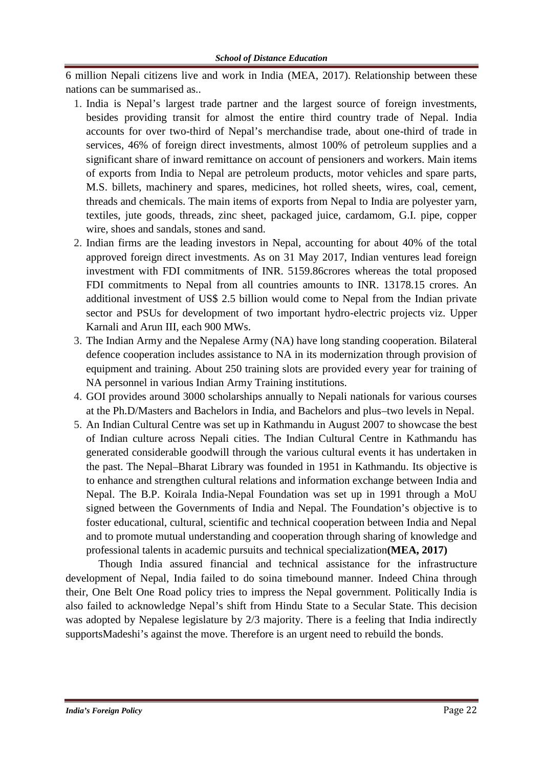6 million Nepali citizens live and work in India (MEA, 2017). Relationship between these nations can be summarised as..

1. India is Nepal's largest trade partner and the largest source of foreign investments, besides providing transit for almost the entire third country trade of Nepal. India accounts for over two-third of Nepal's merchandise trade, about one-third of trade in services, 46% of foreign direct investments, almost 100% of petroleum supplies and a significant share of inward remittance on account of pensioners and workers. Main items of exports from India to Nepal are petroleum products, motor vehicles and spare parts, M.S. billets, machinery and spares, medicines, hot rolled sheets, wires, coal, cement, threads and chemicals. The main items of exports from Nepal to India are polyester yarn, textiles, jute goods, threads, zinc sheet, packaged juice, cardamom, G.I. pipe, copper wire, shoes and sandals, stones and sand.
2. Indian firms are the leading investors in Nepal, accounting for about 40% of the total approved foreign direct investments. As on 31 May 2017, Indian ventures lead foreign investment with FDI commitments of INR. 5159.86crores whereas the total proposed FDI commitments to Nepal from all countries amounts to INR. 13178.15 crores. An additional investment of US$ 2.5 billion would come to Nepal from the Indian private sector and PSUs for development of two important hydro-electric projects viz. Upper Karnali and Arun III, each 900 MWs.
3. The Indian Army and the Nepalese Army (NA) have long standing cooperation. Bilateral defence cooperation includes assistance to NA in its modernization through provision of equipment and training. About 250 training slots are provided every year for training of NA personnel in various Indian Army Training institutions.
4. GOI provides around 3000 scholarships annually to Nepali nationals for various courses at the Ph.D/Masters and Bachelors in India, and Bachelors and plus–two levels in Nepal.
5. An Indian Cultural Centre was set up in Kathmandu in August 2007 to showcase the best of Indian culture across Nepali cities. The Indian Cultural Centre in Kathmandu has generated considerable goodwill through the various cultural events it has undertaken in the past. The Nepal–Bharat Library was founded in 1951 in Kathmandu. Its objective is to enhance and strengthen cultural relations and information exchange between India and Nepal. The B.P. Koirala India-Nepal Foundation was set up in 1991 through a MoU signed between the Governments of India and Nepal. The Foundation's objective is to foster educational, cultural, scientific and technical cooperation between India and Nepal and to promote mutual understanding and cooperation through sharing of knowledge and professional talents in academic pursuits and technical specialization**(MEA, 2017)**

Though India assured financial and technical assistance for the infrastructure development of Nepal, India failed to do soina timebound manner. Indeed China through their, One Belt One Road policy tries to impress the Nepal government. Politically India is also failed to acknowledge Nepal's shift from Hindu State to a Secular State. This decision was adopted by Nepalese legislature by 2/3 majority. There is a feeling that India indirectly supportsMadeshi's against the move. Therefore is an urgent need to rebuild the bonds.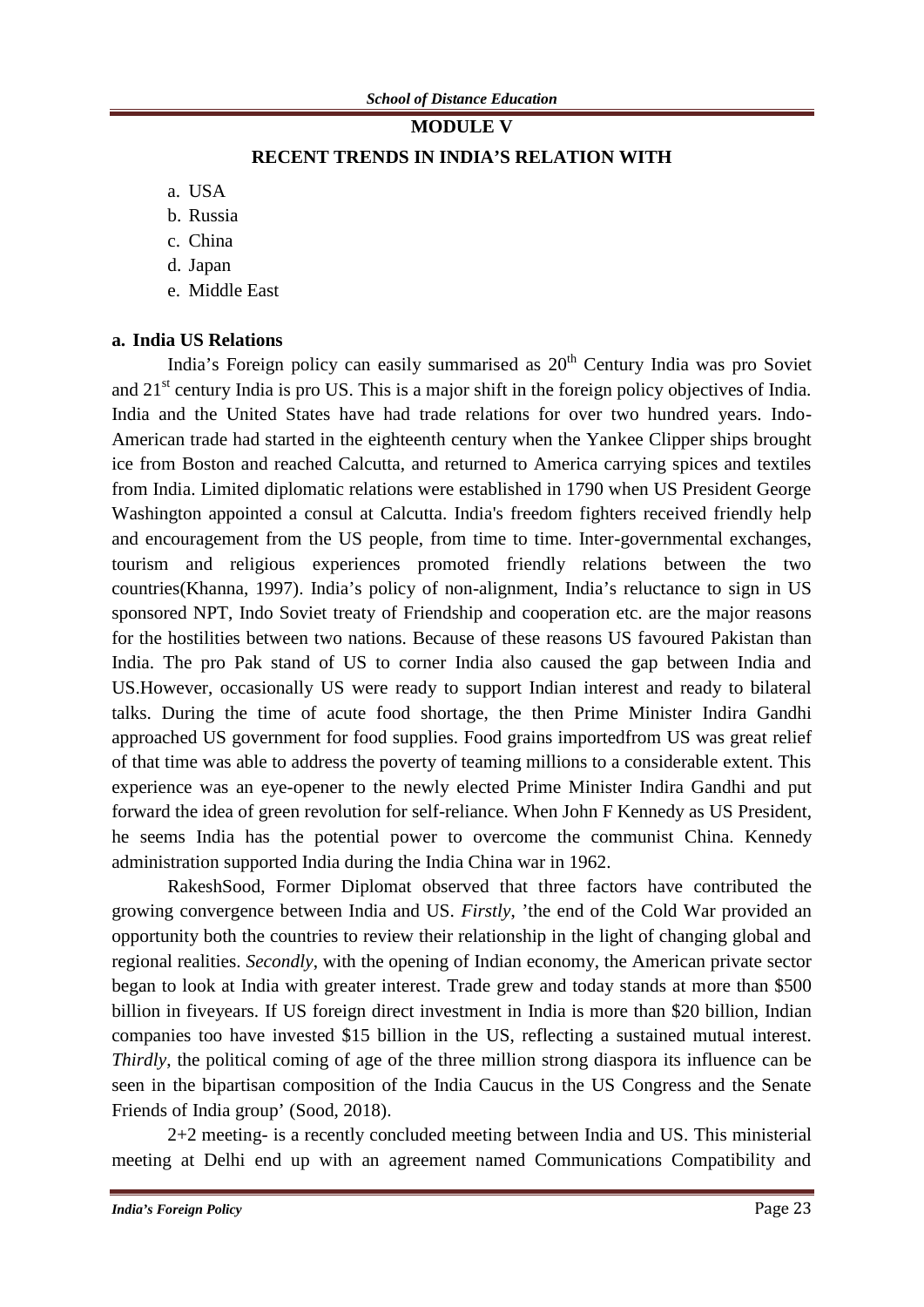# MODULE V

## RECENT TRENDS IN INDIA'S RELATION WITH

a. USA
b. Russia
c. China
d. Japan
e. Middle East

### a. India US Relations

India's Foreign policy can easily summarised as 20th Century India was pro Soviet and 21st century India is pro US. This is a major shift in the foreign policy objectives of India. India and the United States have had trade relations for over two hundred years. Indo-American trade had started in the eighteenth century when the Yankee Clipper ships brought ice from Boston and reached Calcutta, and returned to America carrying spices and textiles from India. Limited diplomatic relations were established in 1790 when US President George Washington appointed a consul at Calcutta. India's freedom fighters received friendly help and encouragement from the US people, from time to time. Inter-governmental exchanges, tourism and religious experiences promoted friendly relations between the two countries(Khanna, 1997). India's policy of non-alignment, India's reluctance to sign in US sponsored NPT, Indo Soviet treaty of Friendship and cooperation etc. are the major reasons for the hostilities between two nations. Because of these reasons US favoured Pakistan than India. The pro Pak stand of US to corner India also caused the gap between India and US.However, occasionally US were ready to support Indian interest and ready to bilateral talks. During the time of acute food shortage, the then Prime Minister Indira Gandhi approached US government for food supplies. Food grains importedfrom US was great relief of that time was able to address the poverty of teaming millions to a considerable extent. This experience was an eye-opener to the newly elected Prime Minister Indira Gandhi and put forward the idea of green revolution for self-reliance. When John F Kennedy as US President, he seems India has the potential power to overcome the communist China. Kennedy administration supported India during the India China war in 1962.

RakeshSood, Former Diplomat observed that three factors have contributed the growing convergence between India and US. *Firstly*, 'the end of the Cold War provided an opportunity both the countries to review their relationship in the light of changing global and regional realities. *Secondly*, with the opening of Indian economy, the American private sector began to look at India with greater interest. Trade grew and today stands at more than $500 billion in fiveyears. If US foreign direct investment in India is more than $20 billion, Indian companies too have invested $15 billion in the US, reflecting a sustained mutual interest. *Thirdly*, the political coming of age of the three million strong diaspora its influence can be seen in the bipartisan composition of the India Caucus in the US Congress and the Senate Friends of India group' (Sood, 2018).

2+2 meeting- is a recently concluded meeting between India and US. This ministerial meeting at Delhi end up with an agreement named Communications Compatibility and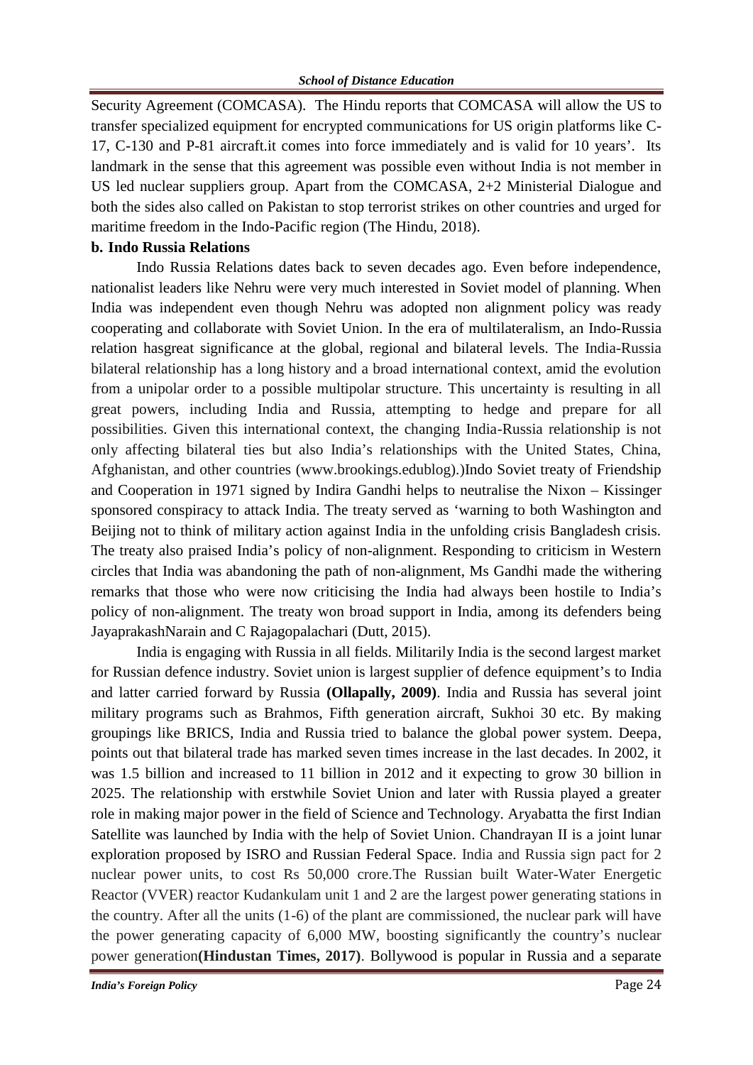Security Agreement (COMCASA). The Hindu reports that COMCASA will allow the US to transfer specialized equipment for encrypted communications for US origin platforms like C-17, C-130 and P-81 aircraft.it comes into force immediately and is valid for 10 years'. Its landmark in the sense that this agreement was possible even without India is not member in US led nuclear suppliers group. Apart from the COMCASA, 2+2 Ministerial Dialogue and both the sides also called on Pakistan to stop terrorist strikes on other countries and urged for maritime freedom in the Indo-Pacific region (The Hindu, 2018).

**b. Indo Russia Relations**

Indo Russia Relations dates back to seven decades ago. Even before independence, nationalist leaders like Nehru were very much interested in Soviet model of planning. When India was independent even though Nehru was adopted non alignment policy was ready cooperating and collaborate with Soviet Union. In the era of multilateralism, an Indo-Russia relation hasgreat significance at the global, regional and bilateral levels. The India-Russia bilateral relationship has a long history and a broad international context, amid the evolution from a unipolar order to a possible multipolar structure. This uncertainty is resulting in all great powers, including India and Russia, attempting to hedge and prepare for all possibilities. Given this international context, the changing India-Russia relationship is not only affecting bilateral ties but also India's relationships with the United States, China, Afghanistan, and other countries (www.brookings.edublog).)Indo Soviet treaty of Friendship and Cooperation in 1971 signed by Indira Gandhi helps to neutralise the Nixon – Kissinger sponsored conspiracy to attack India. The treaty served as 'warning to both Washington and Beijing not to think of military action against India in the unfolding crisis Bangladesh crisis. The treaty also praised India's policy of non-alignment. Responding to criticism in Western circles that India was abandoning the path of non-alignment, Ms Gandhi made the withering remarks that those who were now criticising the India had always been hostile to India's policy of non-alignment. The treaty won broad support in India, among its defenders being JayaprakashNarain and C Rajagopalachari (Dutt, 2015).

India is engaging with Russia in all fields. Militarily India is the second largest market for Russian defence industry. Soviet union is largest supplier of defence equipment's to India and latter carried forward by Russia **(Ollapally, 2009)**. India and Russia has several joint military programs such as Brahmos, Fifth generation aircraft, Sukhoi 30 etc. By making groupings like BRICS, India and Russia tried to balance the global power system. Deepa, points out that bilateral trade has marked seven times increase in the last decades. In 2002, it was 1.5 billion and increased to 11 billion in 2012 and it expecting to grow 30 billion in 2025. The relationship with erstwhile Soviet Union and later with Russia played a greater role in making major power in the field of Science and Technology. Aryabatta the first Indian Satellite was launched by India with the help of Soviet Union. Chandrayan II is a joint lunar exploration proposed by ISRO and Russian Federal Space. India and Russia sign pact for 2 nuclear power units, to cost Rs 50,000 crore.The Russian built Water-Water Energetic Reactor (VVER) reactor Kudankulam unit 1 and 2 are the largest power generating stations in the country. After all the units (1-6) of the plant are commissioned, the nuclear park will have the power generating capacity of 6,000 MW, boosting significantly the country's nuclear power generation**(Hindustan Times, 2017)**. Bollywood is popular in Russia and a separate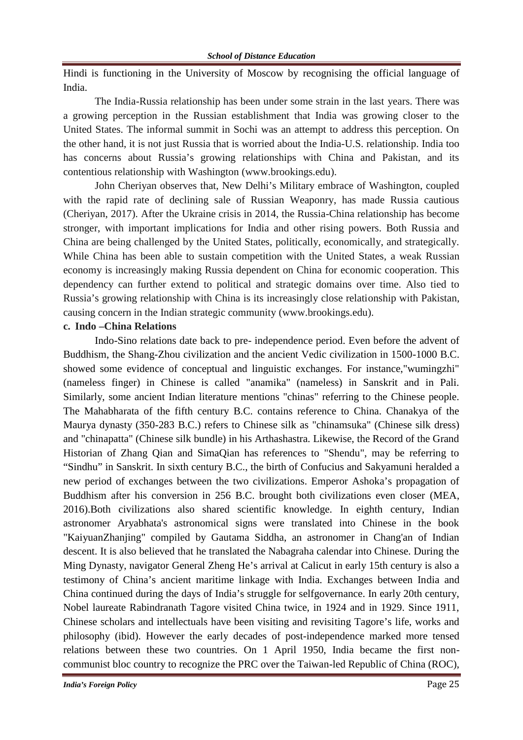Hindi is functioning in the University of Moscow by recognising the official language of India.

The India-Russia relationship has been under some strain in the last years. There was a growing perception in the Russian establishment that India was growing closer to the United States. The informal summit in Sochi was an attempt to address this perception. On the other hand, it is not just Russia that is worried about the India-U.S. relationship. India too has concerns about Russia's growing relationships with China and Pakistan, and its contentious relationship with Washington (www.brookings.edu).

John Cheriyan observes that, New Delhi's Military embrace of Washington, coupled with the rapid rate of declining sale of Russian Weaponry, has made Russia cautious (Cheriyan, 2017). After the Ukraine crisis in 2014, the Russia-China relationship has become stronger, with important implications for India and other rising powers. Both Russia and China are being challenged by the United States, politically, economically, and strategically. While China has been able to sustain competition with the United States, a weak Russian economy is increasingly making Russia dependent on China for economic cooperation. This dependency can further extend to political and strategic domains over time. Also tied to Russia's growing relationship with China is its increasingly close relationship with Pakistan, causing concern in the Indian strategic community (www.brookings.edu).

**c. Indo –China Relations**

Indo-Sino relations date back to pre- independence period. Even before the advent of Buddhism, the Shang-Zhou civilization and the ancient Vedic civilization in 1500-1000 B.C. showed some evidence of conceptual and linguistic exchanges. For instance,"wumingzhi" (nameless finger) in Chinese is called "anamika" (nameless) in Sanskrit and in Pali. Similarly, some ancient Indian literature mentions "chinas" referring to the Chinese people. The Mahabharata of the fifth century B.C. contains reference to China. Chanakya of the Maurya dynasty (350-283 B.C.) refers to Chinese silk as "chinamsuka" (Chinese silk dress) and "chinapatta" (Chinese silk bundle) in his Arthashastra. Likewise, the Record of the Grand Historian of Zhang Qian and SimaQian has references to "Shendu", may be referring to "Sindhu" in Sanskrit. In sixth century B.C., the birth of Confucius and Sakyamuni heralded a new period of exchanges between the two civilizations. Emperor Ashoka's propagation of Buddhism after his conversion in 256 B.C. brought both civilizations even closer (MEA, 2016).Both civilizations also shared scientific knowledge. In eighth century, Indian astronomer Aryabhata's astronomical signs were translated into Chinese in the book "KaiyuanZhanjing" compiled by Gautama Siddha, an astronomer in Chang'an of Indian descent. It is also believed that he translated the Nabagraha calendar into Chinese. During the Ming Dynasty, navigator General Zheng He's arrival at Calicut in early 15th century is also a testimony of China's ancient maritime linkage with India. Exchanges between India and China continued during the days of India's struggle for selfgovernance. In early 20th century, Nobel laureate Rabindranath Tagore visited China twice, in 1924 and in 1929. Since 1911, Chinese scholars and intellectuals have been visiting and revisiting Tagore's life, works and philosophy (ibid). However the early decades of post-independence marked more tensed relations between these two countries. On 1 April 1950, India became the first non-communist bloc country to recognize the PRC over the Taiwan-led Republic of China (ROC),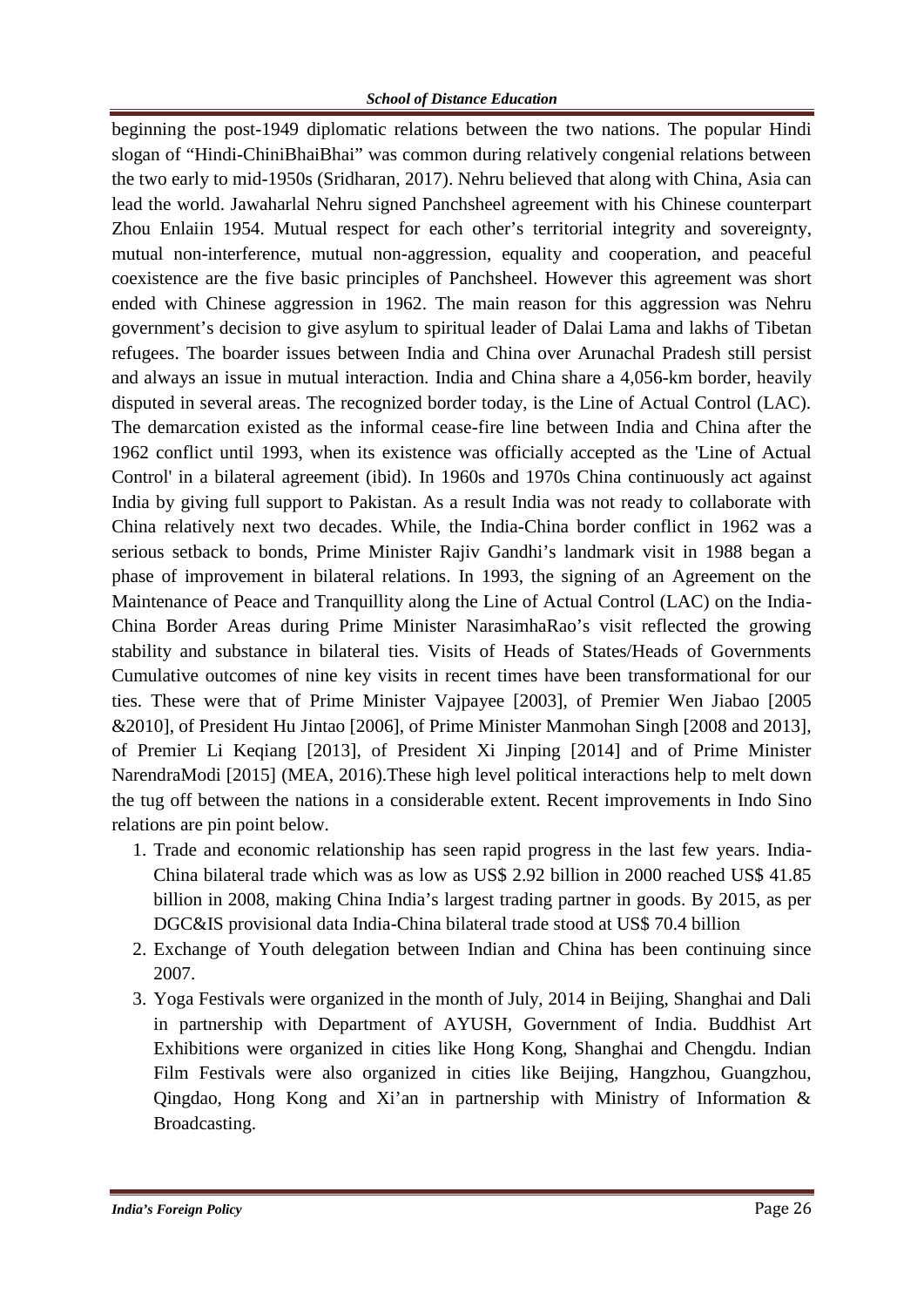beginning the post-1949 diplomatic relations between the two nations. The popular Hindi slogan of "Hindi-ChiniBhaiBhai" was common during relatively congenial relations between the two early to mid-1950s (Sridharan, 2017). Nehru believed that along with China, Asia can lead the world. Jawaharlal Nehru signed Panchsheel agreement with his Chinese counterpart Zhou Enlaiin 1954. Mutual respect for each other's territorial integrity and sovereignty, mutual non-interference, mutual non-aggression, equality and cooperation, and peaceful coexistence are the five basic principles of Panchsheel. However this agreement was short ended with Chinese aggression in 1962. The main reason for this aggression was Nehru government's decision to give asylum to spiritual leader of Dalai Lama and lakhs of Tibetan refugees. The boarder issues between India and China over Arunachal Pradesh still persist and always an issue in mutual interaction. India and China share a 4,056-km border, heavily disputed in several areas. The recognized border today, is the Line of Actual Control (LAC). The demarcation existed as the informal cease-fire line between India and China after the 1962 conflict until 1993, when its existence was officially accepted as the 'Line of Actual Control' in a bilateral agreement (ibid). In 1960s and 1970s China continuously act against India by giving full support to Pakistan. As a result India was not ready to collaborate with China relatively next two decades. While, the India-China border conflict in 1962 was a serious setback to bonds, Prime Minister Rajiv Gandhi's landmark visit in 1988 began a phase of improvement in bilateral relations. In 1993, the signing of an Agreement on the Maintenance of Peace and Tranquillity along the Line of Actual Control (LAC) on the India-China Border Areas during Prime Minister NarasimhaRao's visit reflected the growing stability and substance in bilateral ties. Visits of Heads of States/Heads of Governments Cumulative outcomes of nine key visits in recent times have been transformational for our ties. These were that of Prime Minister Vajpayee [2003], of Premier Wen Jiabao [2005 &2010], of President Hu Jintao [2006], of Prime Minister Manmohan Singh [2008 and 2013], of Premier Li Keqiang [2013], of President Xi Jinping [2014] and of Prime Minister NarendraModi [2015] (MEA, 2016).These high level political interactions help to melt down the tug off between the nations in a considerable extent. Recent improvements in Indo Sino relations are pin point below.

1. Trade and economic relationship has seen rapid progress in the last few years. India-China bilateral trade which was as low as US$ 2.92 billion in 2000 reached US$ 41.85 billion in 2008, making China India's largest trading partner in goods. By 2015, as per DGC&IS provisional data India-China bilateral trade stood at US$ 70.4 billion
2. Exchange of Youth delegation between Indian and China has been continuing since 2007.
3. Yoga Festivals were organized in the month of July, 2014 in Beijing, Shanghai and Dali in partnership with Department of AYUSH, Government of India. Buddhist Art Exhibitions were organized in cities like Hong Kong, Shanghai and Chengdu. Indian Film Festivals were also organized in cities like Beijing, Hangzhou, Guangzhou, Qingdao, Hong Kong and Xi'an in partnership with Ministry of Information & Broadcasting.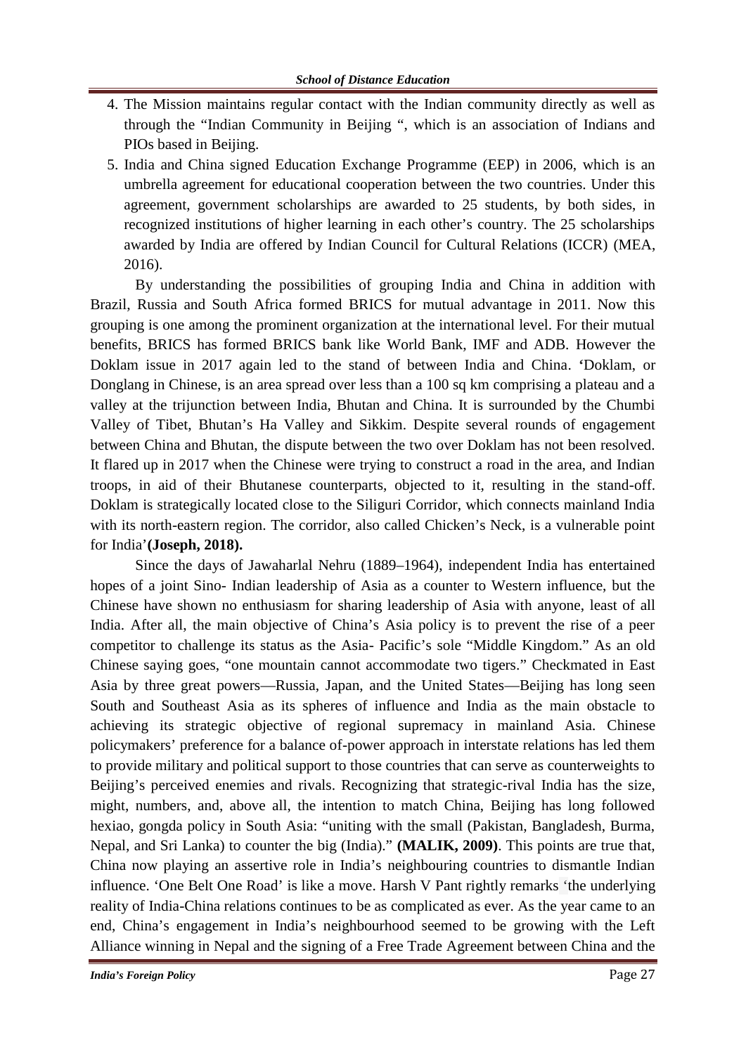4. The Mission maintains regular contact with the Indian community directly as well as through the "Indian Community in Beijing ", which is an association of Indians and PIOs based in Beijing.
5. India and China signed Education Exchange Programme (EEP) in 2006, which is an umbrella agreement for educational cooperation between the two countries. Under this agreement, government scholarships are awarded to 25 students, by both sides, in recognized institutions of higher learning in each other's country. The 25 scholarships awarded by India are offered by Indian Council for Cultural Relations (ICCR) (MEA, 2016).

By understanding the possibilities of grouping India and China in addition with Brazil, Russia and South Africa formed BRICS for mutual advantage in 2011. Now this grouping is one among the prominent organization at the international level. For their mutual benefits, BRICS has formed BRICS bank like World Bank, IMF and ADB. However the Doklam issue in 2017 again led to the stand of between India and China. 'Doklam, or Donglang in Chinese, is an area spread over less than a 100 sq km comprising a plateau and a valley at the trijunction between India, Bhutan and China. It is surrounded by the Chumbi Valley of Tibet, Bhutan's Ha Valley and Sikkim. Despite several rounds of engagement between China and Bhutan, the dispute between the two over Doklam has not been resolved. It flared up in 2017 when the Chinese were trying to construct a road in the area, and Indian troops, in aid of their Bhutanese counterparts, objected to it, resulting in the stand-off. Doklam is strategically located close to the Siliguri Corridor, which connects mainland India with its north-eastern region. The corridor, also called Chicken's Neck, is a vulnerable point for India'**(Joseph, 2018).**

Since the days of Jawaharlal Nehru (1889–1964), independent India has entertained hopes of a joint Sino- Indian leadership of Asia as a counter to Western influence, but the Chinese have shown no enthusiasm for sharing leadership of Asia with anyone, least of all India. After all, the main objective of China's Asia policy is to prevent the rise of a peer competitor to challenge its status as the Asia- Pacific's sole "Middle Kingdom." As an old Chinese saying goes, "one mountain cannot accommodate two tigers." Checkmated in East Asia by three great powers—Russia, Japan, and the United States—Beijing has long seen South and Southeast Asia as its spheres of influence and India as the main obstacle to achieving its strategic objective of regional supremacy in mainland Asia. Chinese policymakers' preference for a balance of-power approach in interstate relations has led them to provide military and political support to those countries that can serve as counterweights to Beijing's perceived enemies and rivals. Recognizing that strategic-rival India has the size, might, numbers, and, above all, the intention to match China, Beijing has long followed hexiao, gongda policy in South Asia: "uniting with the small (Pakistan, Bangladesh, Burma, Nepal, and Sri Lanka) to counter the big (India)." **(MALIK, 2009)**. This points are true that, China now playing an assertive role in India's neighbouring countries to dismantle Indian influence. 'One Belt One Road' is like a move. Harsh V Pant rightly remarks 'the underlying reality of India-China relations continues to be as complicated as ever. As the year came to an end, China's engagement in India's neighbourhood seemed to be growing with the Left Alliance winning in Nepal and the signing of a Free Trade Agreement between China and the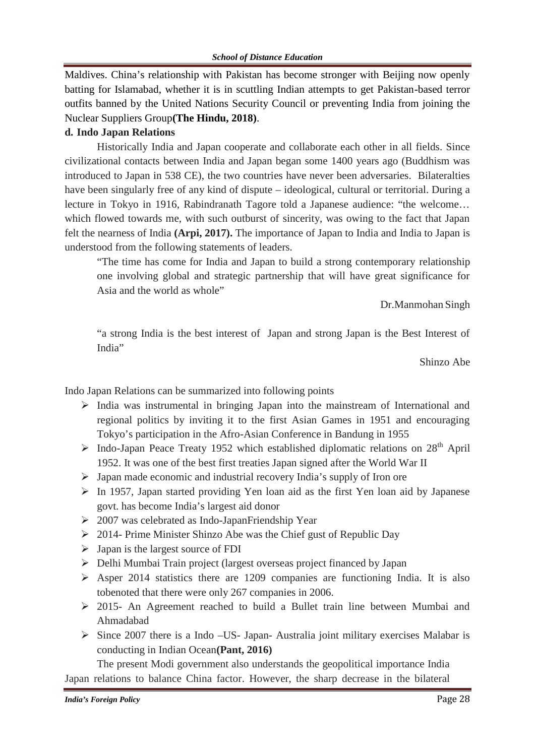Maldives. China's relationship with Pakistan has become stronger with Beijing now openly batting for Islamabad, whether it is in scuttling Indian attempts to get Pakistan-based terror outfits banned by the United Nations Security Council or preventing India from joining the Nuclear Suppliers Group**(The Hindu, 2018)**.

**d. Indo Japan Relations**

Historically India and Japan cooperate and collaborate each other in all fields. Since civilizational contacts between India and Japan began some 1400 years ago (Buddhism was introduced to Japan in 538 CE), the two countries have never been adversaries. Bilateralties have been singularly free of any kind of dispute – ideological, cultural or territorial. During a lecture in Tokyo in 1916, Rabindranath Tagore told a Japanese audience: "the welcome… which flowed towards me, with such outburst of sincerity, was owing to the fact that Japan felt the nearness of India **(Arpi, 2017).** The importance of Japan to India and India to Japan is understood from the following statements of leaders.

> "The time has come for India and Japan to build a strong contemporary relationship one involving global and strategic partnership that will have great significance for Asia and the world as whole"
>
> Dr.Manmohan Singh

> "a strong India is the best interest of Japan and strong Japan is the Best Interest of India"
>
> Shinzo Abe

Indo Japan Relations can be summarized into following points

- India was instrumental in bringing Japan into the mainstream of International and regional politics by inviting it to the first Asian Games in 1951 and encouraging Tokyo's participation in the Afro-Asian Conference in Bandung in 1955
- Indo-Japan Peace Treaty 1952 which established diplomatic relations on 28th April 1952. It was one of the best first treaties Japan signed after the World War II
- Japan made economic and industrial recovery India's supply of Iron ore
- In 1957, Japan started providing Yen loan aid as the first Yen loan aid by Japanese govt. has become India's largest aid donor
- 2007 was celebrated as Indo-JapanFriendship Year
- 2014- Prime Minister Shinzo Abe was the Chief gust of Republic Day
- Japan is the largest source of FDI
- Delhi Mumbai Train project (largest overseas project financed by Japan
- Asper 2014 statistics there are 1209 companies are functioning India. It is also tobenoted that there were only 267 companies in 2006.
- 2015- An Agreement reached to build a Bullet train line between Mumbai and Ahmadabad
- Since 2007 there is a Indo –US- Japan- Australia joint military exercises Malabar is conducting in Indian Ocean**(Pant, 2016)**

The present Modi government also understands the geopolitical importance India Japan relations to balance China factor. However, the sharp decrease in the bilateral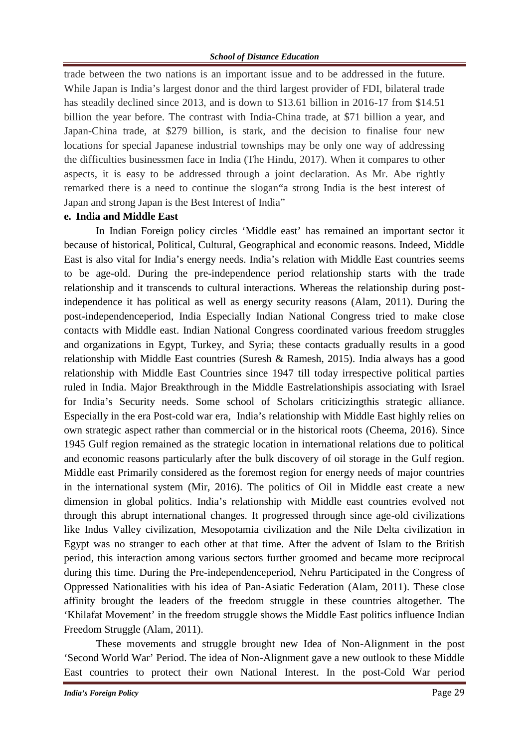trade between the two nations is an important issue and to be addressed in the future. While Japan is India's largest donor and the third largest provider of FDI, bilateral trade has steadily declined since 2013, and is down to $13.61 billion in 2016-17 from $14.51 billion the year before. The contrast with India-China trade, at $71 billion a year, and Japan-China trade, at $279 billion, is stark, and the decision to finalise four new locations for special Japanese industrial townships may be only one way of addressing the difficulties businessmen face in India (The Hindu, 2017). When it compares to other aspects, it is easy to be addressed through a joint declaration. As Mr. Abe rightly remarked there is a need to continue the slogan"a strong India is the best interest of Japan and strong Japan is the Best Interest of India"

**e. India and Middle East**

In Indian Foreign policy circles 'Middle east' has remained an important sector it because of historical, Political, Cultural, Geographical and economic reasons. Indeed, Middle East is also vital for India's energy needs. India's relation with Middle East countries seems to be age-old. During the pre-independence period relationship starts with the trade relationship and it transcends to cultural interactions. Whereas the relationship during post-independence it has political as well as energy security reasons (Alam, 2011). During the post-independenceperiod, India Especially Indian National Congress tried to make close contacts with Middle east. Indian National Congress coordinated various freedom struggles and organizations in Egypt, Turkey, and Syria; these contacts gradually results in a good relationship with Middle East countries (Suresh & Ramesh, 2015). India always has a good relationship with Middle East Countries since 1947 till today irrespective political parties ruled in India. Major Breakthrough in the Middle Eastrelationshipis associating with Israel for India's Security needs. Some school of Scholars criticizingthis strategic alliance. Especially in the era Post-cold war era, India's relationship with Middle East highly relies on own strategic aspect rather than commercial or in the historical roots (Cheema, 2016). Since 1945 Gulf region remained as the strategic location in international relations due to political and economic reasons particularly after the bulk discovery of oil storage in the Gulf region. Middle east Primarily considered as the foremost region for energy needs of major countries in the international system (Mir, 2016). The politics of Oil in Middle east create a new dimension in global politics. India's relationship with Middle east countries evolved not through this abrupt international changes. It progressed through since age-old civilizations like Indus Valley civilization, Mesopotamia civilization and the Nile Delta civilization in Egypt was no stranger to each other at that time. After the advent of Islam to the British period, this interaction among various sectors further groomed and became more reciprocal during this time. During the Pre-independenceperiod, Nehru Participated in the Congress of Oppressed Nationalities with his idea of Pan-Asiatic Federation (Alam, 2011). These close affinity brought the leaders of the freedom struggle in these countries altogether. The 'Khilafat Movement' in the freedom struggle shows the Middle East politics influence Indian Freedom Struggle (Alam, 2011).

These movements and struggle brought new Idea of Non-Alignment in the post 'Second World War' Period. The idea of Non-Alignment gave a new outlook to these Middle East countries to protect their own National Interest. In the post-Cold War period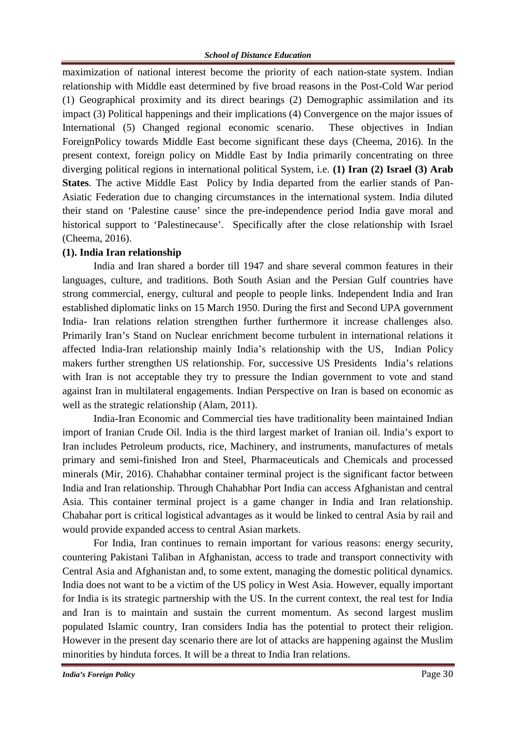maximization of national interest become the priority of each nation-state system. Indian relationship with Middle east determined by five broad reasons in the Post-Cold War period (1) Geographical proximity and its direct bearings (2) Demographic assimilation and its impact (3) Political happenings and their implications (4) Convergence on the major issues of International (5) Changed regional economic scenario. These objectives in Indian ForeignPolicy towards Middle East become significant these days (Cheema, 2016). In the present context, foreign policy on Middle East by India primarily concentrating on three diverging political regions in international political System, i.e. **(1) Iran (2) Israel (3) Arab States**. The active Middle East Policy by India departed from the earlier stands of Pan-Asiatic Federation due to changing circumstances in the international system. India diluted their stand on 'Palestine cause' since the pre-independence period India gave moral and historical support to 'Palestinecause'. Specifically after the close relationship with Israel (Cheema, 2016).

**(1). India Iran relationship**

India and Iran shared a border till 1947 and share several common features in their languages, culture, and traditions. Both South Asian and the Persian Gulf countries have strong commercial, energy, cultural and people to people links. Independent India and Iran established diplomatic links on 15 March 1950. During the first and Second UPA government India- Iran relations relation strengthen further furthermore it increase challenges also. Primarily Iran's Stand on Nuclear enrichment become turbulent in international relations it affected India-Iran relationship mainly India's relationship with the US, Indian Policy makers further strengthen US relationship. For, successive US Presidents India's relations with Iran is not acceptable they try to pressure the Indian government to vote and stand against Iran in multilateral engagements. Indian Perspective on Iran is based on economic as well as the strategic relationship (Alam, 2011).

India-Iran Economic and Commercial ties have traditionality been maintained Indian import of Iranian Crude Oil. India is the third largest market of Iranian oil. India's export to Iran includes Petroleum products, rice, Machinery, and instruments, manufactures of metals primary and semi-finished Iron and Steel, Pharmaceuticals and Chemicals and processed minerals (Mir, 2016). Chahabhar container terminal project is the significant factor between India and Iran relationship. Through Chahabhar Port India can access Afghanistan and central Asia. This container terminal project is a game changer in India and Iran relationship. Chabahar port is critical logistical advantages as it would be linked to central Asia by rail and would provide expanded access to central Asian markets.

For India, Iran continues to remain important for various reasons: energy security, countering Pakistani Taliban in Afghanistan, access to trade and transport connectivity with Central Asia and Afghanistan and, to some extent, managing the domestic political dynamics. India does not want to be a victim of the US policy in West Asia. However, equally important for India is its strategic partnership with the US. In the current context, the real test for India and Iran is to maintain and sustain the current momentum. As second largest muslim populated Islamic country, Iran considers India has the potential to protect their religion. However in the present day scenario there are lot of attacks are happening against the Muslim minorities by hinduta forces. It will be a threat to India Iran relations.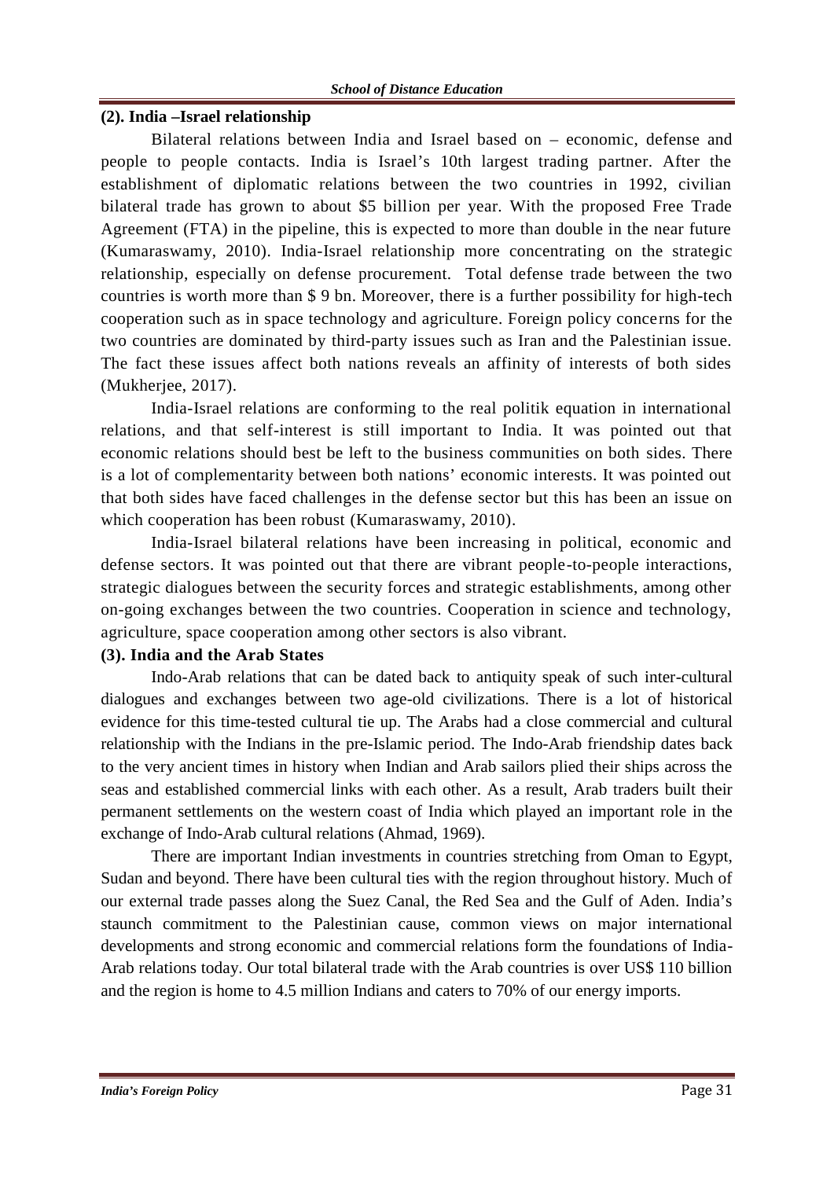**(2). India –Israel relationship**

Bilateral relations between India and Israel based on – economic, defense and people to people contacts. India is Israel's 10th largest trading partner. After the establishment of diplomatic relations between the two countries in 1992, civilian bilateral trade has grown to about $5 billion per year. With the proposed Free Trade Agreement (FTA) in the pipeline, this is expected to more than double in the near future (Kumaraswamy, 2010). India-Israel relationship more concentrating on the strategic relationship, especially on defense procurement. Total defense trade between the two countries is worth more than $ 9 bn. Moreover, there is a further possibility for high-tech cooperation such as in space technology and agriculture. Foreign policy concerns for the two countries are dominated by third-party issues such as Iran and the Palestinian issue. The fact these issues affect both nations reveals an affinity of interests of both sides (Mukherjee, 2017).

India-Israel relations are conforming to the real politik equation in international relations, and that self-interest is still important to India. It was pointed out that economic relations should best be left to the business communities on both sides. There is a lot of complementarity between both nations' economic interests. It was pointed out that both sides have faced challenges in the defense sector but this has been an issue on which cooperation has been robust (Kumaraswamy, 2010).

India-Israel bilateral relations have been increasing in political, economic and defense sectors. It was pointed out that there are vibrant people-to-people interactions, strategic dialogues between the security forces and strategic establishments, among other on-going exchanges between the two countries. Cooperation in science and technology, agriculture, space cooperation among other sectors is also vibrant.

**(3). India and the Arab States**

Indo-Arab relations that can be dated back to antiquity speak of such inter-cultural dialogues and exchanges between two age-old civilizations. There is a lot of historical evidence for this time-tested cultural tie up. The Arabs had a close commercial and cultural relationship with the Indians in the pre-Islamic period. The Indo-Arab friendship dates back to the very ancient times in history when Indian and Arab sailors plied their ships across the seas and established commercial links with each other. As a result, Arab traders built their permanent settlements on the western coast of India which played an important role in the exchange of Indo-Arab cultural relations (Ahmad, 1969).

There are important Indian investments in countries stretching from Oman to Egypt, Sudan and beyond. There have been cultural ties with the region throughout history. Much of our external trade passes along the Suez Canal, the Red Sea and the Gulf of Aden. India's staunch commitment to the Palestinian cause, common views on major international developments and strong economic and commercial relations form the foundations of India-Arab relations today. Our total bilateral trade with the Arab countries is over US$ 110 billion and the region is home to 4.5 million Indians and caters to 70% of our energy imports.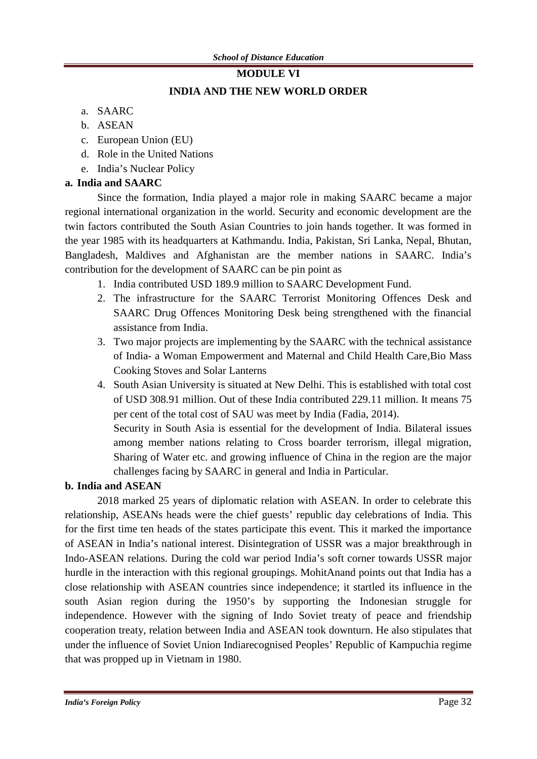## MODULE VI

## INDIA AND THE NEW WORLD ORDER

a. SAARC
b. ASEAN
c. European Union (EU)
d. Role in the United Nations
e. India's Nuclear Policy

### a. India and SAARC

Since the formation, India played a major role in making SAARC became a major regional international organization in the world. Security and economic development are the twin factors contributed the South Asian Countries to join hands together. It was formed in the year 1985 with its headquarters at Kathmandu. India, Pakistan, Sri Lanka, Nepal, Bhutan, Bangladesh, Maldives and Afghanistan are the member nations in SAARC. India's contribution for the development of SAARC can be pin point as

1. India contributed USD 189.9 million to SAARC Development Fund.
2. The infrastructure for the SAARC Terrorist Monitoring Offences Desk and SAARC Drug Offences Monitoring Desk being strengthened with the financial assistance from India.
3. Two major projects are implementing by the SAARC with the technical assistance of India- a Woman Empowerment and Maternal and Child Health Care,Bio Mass Cooking Stoves and Solar Lanterns
4. South Asian University is situated at New Delhi. This is established with total cost of USD 308.91 million. Out of these India contributed 229.11 million. It means 75 per cent of the total cost of SAU was meet by India (Fadia, 2014).

   Security in South Asia is essential for the development of India. Bilateral issues among member nations relating to Cross boarder terrorism, illegal migration, Sharing of Water etc. and growing influence of China in the region are the major challenges facing by SAARC in general and India in Particular.

### b. India and ASEAN

2018 marked 25 years of diplomatic relation with ASEAN. In order to celebrate this relationship, ASEANs heads were the chief guests' republic day celebrations of India. This for the first time ten heads of the states participate this event. This it marked the importance of ASEAN in India's national interest. Disintegration of USSR was a major breakthrough in Indo-ASEAN relations. During the cold war period India's soft corner towards USSR major hurdle in the interaction with this regional groupings. MohitAnand points out that India has a close relationship with ASEAN countries since independence; it startled its influence in the south Asian region during the 1950's by supporting the Indonesian struggle for independence. However with the signing of Indo Soviet treaty of peace and friendship cooperation treaty, relation between India and ASEAN took downturn. He also stipulates that under the influence of Soviet Union Indiarecognised Peoples' Republic of Kampuchia regime that was propped up in Vietnam in 1980.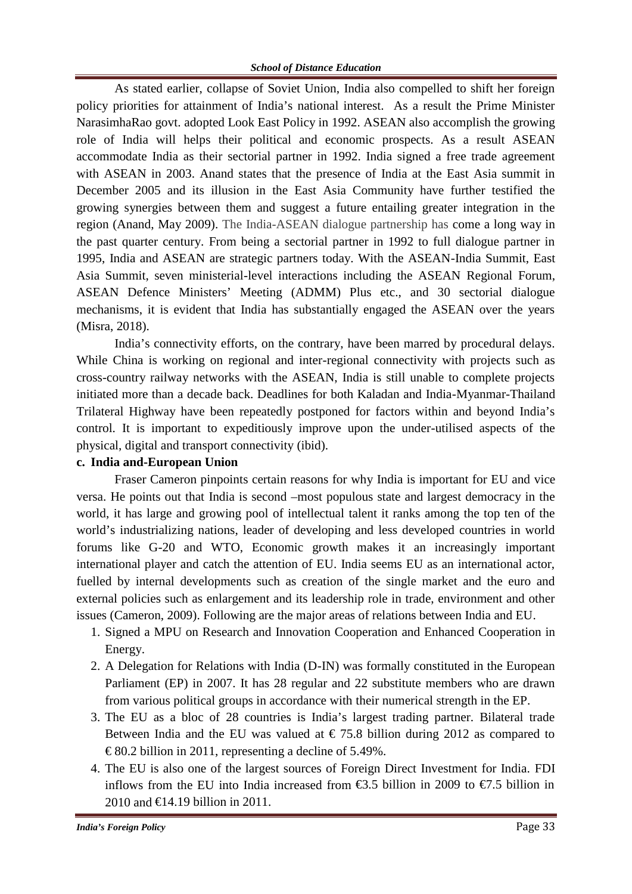As stated earlier, collapse of Soviet Union, India also compelled to shift her foreign policy priorities for attainment of India's national interest. As a result the Prime Minister NarasimhaRao govt. adopted Look East Policy in 1992. ASEAN also accomplish the growing role of India will helps their political and economic prospects. As a result ASEAN accommodate India as their sectorial partner in 1992. India signed a free trade agreement with ASEAN in 2003. Anand states that the presence of India at the East Asia summit in December 2005 and its illusion in the East Asia Community have further testified the growing synergies between them and suggest a future entailing greater integration in the region (Anand, May 2009). The India-ASEAN dialogue partnership has come a long way in the past quarter century. From being a sectorial partner in 1992 to full dialogue partner in 1995, India and ASEAN are strategic partners today. With the ASEAN-India Summit, East Asia Summit, seven ministerial-level interactions including the ASEAN Regional Forum, ASEAN Defence Ministers' Meeting (ADMM) Plus etc., and 30 sectorial dialogue mechanisms, it is evident that India has substantially engaged the ASEAN over the years (Misra, 2018).

India's connectivity efforts, on the contrary, have been marred by procedural delays. While China is working on regional and inter-regional connectivity with projects such as cross-country railway networks with the ASEAN, India is still unable to complete projects initiated more than a decade back. Deadlines for both Kaladan and India-Myanmar-Thailand Trilateral Highway have been repeatedly postponed for factors within and beyond India's control. It is important to expeditiously improve upon the under-utilised aspects of the physical, digital and transport connectivity (ibid).

**c. India and-European Union**

Fraser Cameron pinpoints certain reasons for why India is important for EU and vice versa. He points out that India is second –most populous state and largest democracy in the world, it has large and growing pool of intellectual talent it ranks among the top ten of the world's industrializing nations, leader of developing and less developed countries in world forums like G-20 and WTO, Economic growth makes it an increasingly important international player and catch the attention of EU. India seems EU as an international actor, fuelled by internal developments such as creation of the single market and the euro and external policies such as enlargement and its leadership role in trade, environment and other issues (Cameron, 2009). Following are the major areas of relations between India and EU.

1. Signed a MPU on Research and Innovation Cooperation and Enhanced Cooperation in Energy.
2. A Delegation for Relations with India (D-IN) was formally constituted in the European Parliament (EP) in 2007. It has 28 regular and 22 substitute members who are drawn from various political groups in accordance with their numerical strength in the EP.
3. The EU as a bloc of 28 countries is India's largest trading partner. Bilateral trade Between India and the EU was valued at € 75.8 billion during 2012 as compared to € 80.2 billion in 2011, representing a decline of 5.49%.
4. The EU is also one of the largest sources of Foreign Direct Investment for India. FDI inflows from the EU into India increased from €3.5 billion in 2009 to €7.5 billion in 2010 and €14.19 billion in 2011.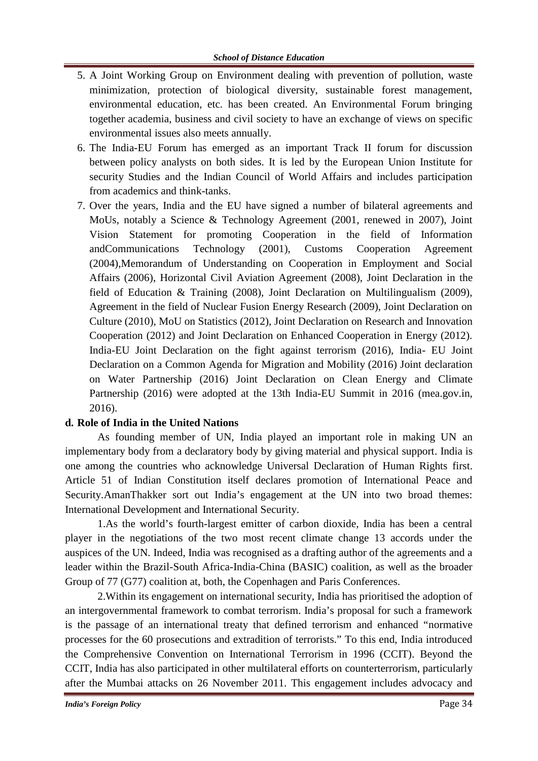5. A Joint Working Group on Environment dealing with prevention of pollution, waste minimization, protection of biological diversity, sustainable forest management, environmental education, etc. has been created. An Environmental Forum bringing together academia, business and civil society to have an exchange of views on specific environmental issues also meets annually.
6. The India-EU Forum has emerged as an important Track II forum for discussion between policy analysts on both sides. It is led by the European Union Institute for security Studies and the Indian Council of World Affairs and includes participation from academics and think-tanks.
7. Over the years, India and the EU have signed a number of bilateral agreements and MoUs, notably a Science & Technology Agreement (2001, renewed in 2007), Joint Vision Statement for promoting Cooperation in the field of Information andCommunications Technology (2001), Customs Cooperation Agreement (2004),Memorandum of Understanding on Cooperation in Employment and Social Affairs (2006), Horizontal Civil Aviation Agreement (2008), Joint Declaration in the field of Education & Training (2008), Joint Declaration on Multilingualism (2009), Agreement in the field of Nuclear Fusion Energy Research (2009), Joint Declaration on Culture (2010), MoU on Statistics (2012), Joint Declaration on Research and Innovation Cooperation (2012) and Joint Declaration on Enhanced Cooperation in Energy (2012). India-EU Joint Declaration on the fight against terrorism (2016), India- EU Joint Declaration on a Common Agenda for Migration and Mobility (2016) Joint declaration on Water Partnership (2016) Joint Declaration on Clean Energy and Climate Partnership (2016) were adopted at the 13th India-EU Summit in 2016 (mea.gov.in, 2016).

**d. Role of India in the United Nations**

As founding member of UN, India played an important role in making UN an implementary body from a declaratory body by giving material and physical support. India is one among the countries who acknowledge Universal Declaration of Human Rights first. Article 51 of Indian Constitution itself declares promotion of International Peace and Security.AmanThakker sort out India's engagement at the UN into two broad themes: International Development and International Security.

1.As the world's fourth-largest emitter of carbon dioxide, India has been a central player in the negotiations of the two most recent climate change 13 accords under the auspices of the UN. Indeed, India was recognised as a drafting author of the agreements and a leader within the Brazil-South Africa-India-China (BASIC) coalition, as well as the broader Group of 77 (G77) coalition at, both, the Copenhagen and Paris Conferences.

2.Within its engagement on international security, India has prioritised the adoption of an intergovernmental framework to combat terrorism. India's proposal for such a framework is the passage of an international treaty that defined terrorism and enhanced "normative processes for the 60 prosecutions and extradition of terrorists." To this end, India introduced the Comprehensive Convention on International Terrorism in 1996 (CCIT). Beyond the CCIT, India has also participated in other multilateral efforts on counterterrorism, particularly after the Mumbai attacks on 26 November 2011. This engagement includes advocacy and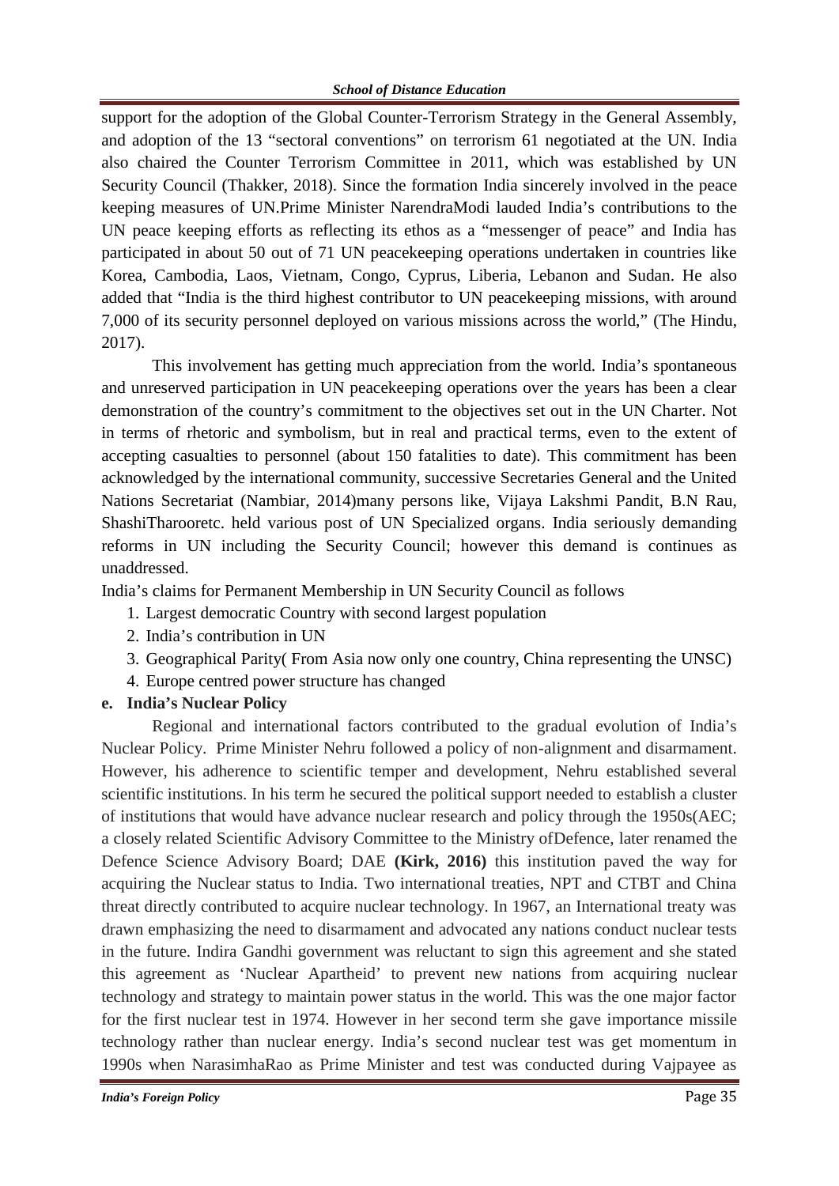support for the adoption of the Global Counter-Terrorism Strategy in the General Assembly, and adoption of the 13 "sectoral conventions" on terrorism 61 negotiated at the UN. India also chaired the Counter Terrorism Committee in 2011, which was established by UN Security Council (Thakker, 2018). Since the formation India sincerely involved in the peace keeping measures of UN.Prime Minister NarendraModi lauded India's contributions to the UN peace keeping efforts as reflecting its ethos as a "messenger of peace" and India has participated in about 50 out of 71 UN peacekeeping operations undertaken in countries like Korea, Cambodia, Laos, Vietnam, Congo, Cyprus, Liberia, Lebanon and Sudan. He also added that "India is the third highest contributor to UN peacekeeping missions, with around 7,000 of its security personnel deployed on various missions across the world," (The Hindu, 2017).

This involvement has getting much appreciation from the world. India's spontaneous and unreserved participation in UN peacekeeping operations over the years has been a clear demonstration of the country's commitment to the objectives set out in the UN Charter. Not in terms of rhetoric and symbolism, but in real and practical terms, even to the extent of accepting casualties to personnel (about 150 fatalities to date). This commitment has been acknowledged by the international community, successive Secretaries General and the United Nations Secretariat (Nambiar, 2014)many persons like, Vijaya Lakshmi Pandit, B.N Rau, ShashiTharooretc. held various post of UN Specialized organs. India seriously demanding reforms in UN including the Security Council; however this demand is continues as unaddressed.

India's claims for Permanent Membership in UN Security Council as follows

1. Largest democratic Country with second largest population
2. India's contribution in UN
3. Geographical Parity( From Asia now only one country, China representing the UNSC)
4. Europe centred power structure has changed

**e. India's Nuclear Policy**

Regional and international factors contributed to the gradual evolution of India's Nuclear Policy. Prime Minister Nehru followed a policy of non-alignment and disarmament. However, his adherence to scientific temper and development, Nehru established several scientific institutions. In his term he secured the political support needed to establish a cluster of institutions that would have advance nuclear research and policy through the 1950s(AEC; a closely related Scientific Advisory Committee to the Ministry ofDefence, later renamed the Defence Science Advisory Board; DAE **(Kirk, 2016)** this institution paved the way for acquiring the Nuclear status to India. Two international treaties, NPT and CTBT and China threat directly contributed to acquire nuclear technology. In 1967, an International treaty was drawn emphasizing the need to disarmament and advocated any nations conduct nuclear tests in the future. Indira Gandhi government was reluctant to sign this agreement and she stated this agreement as 'Nuclear Apartheid' to prevent new nations from acquiring nuclear technology and strategy to maintain power status in the world. This was the one major factor for the first nuclear test in 1974. However in her second term she gave importance missile technology rather than nuclear energy. India's second nuclear test was get momentum in 1990s when NarasimhaRao as Prime Minister and test was conducted during Vajpayee as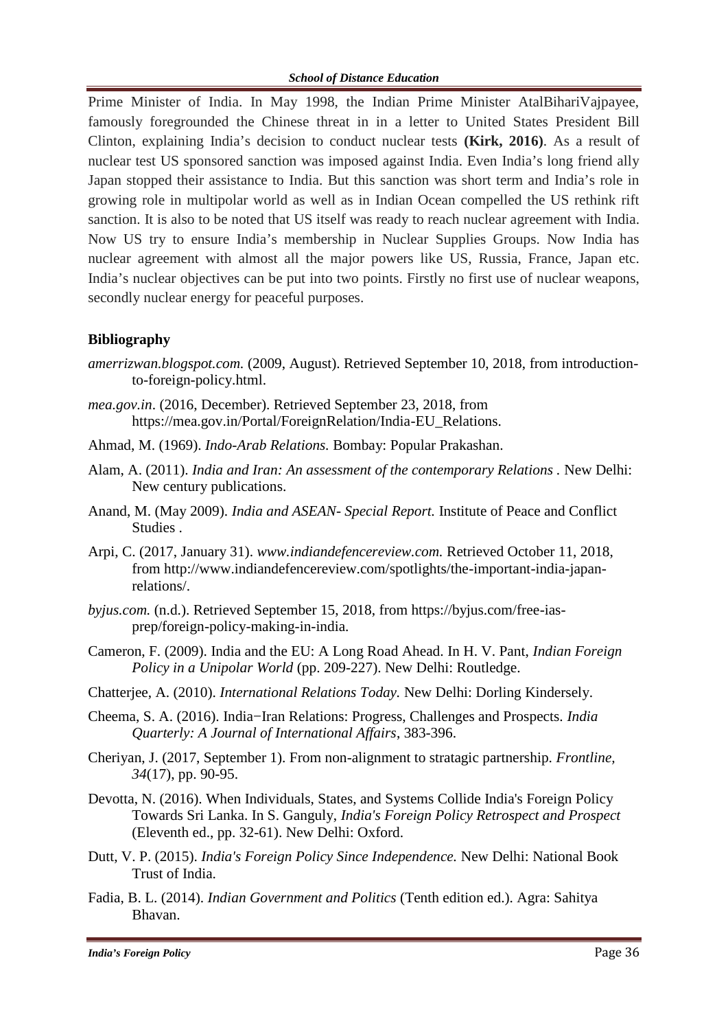Prime Minister of India. In May 1998, the Indian Prime Minister AtalBihariVajpayee, famously foregrounded the Chinese threat in in a letter to United States President Bill Clinton, explaining India's decision to conduct nuclear tests **(Kirk, 2016)**. As a result of nuclear test US sponsored sanction was imposed against India. Even India's long friend ally Japan stopped their assistance to India. But this sanction was short term and India's role in growing role in multipolar world as well as in Indian Ocean compelled the US rethink rift sanction. It is also to be noted that US itself was ready to reach nuclear agreement with India. Now US try to ensure India's membership in Nuclear Supplies Groups. Now India has nuclear agreement with almost all the major powers like US, Russia, France, Japan etc. India's nuclear objectives can be put into two points. Firstly no first use of nuclear weapons, secondly nuclear energy for peaceful purposes.

## Bibliography

*amerrizwan.blogspot.com.* (2009, August). Retrieved September 10, 2018, from introduction-to-foreign-policy.html.

*mea.gov.in*. (2016, December). Retrieved September 23, 2018, from https://mea.gov.in/Portal/ForeignRelation/India-EU_Relations.

Ahmad, M. (1969). *Indo-Arab Relations.* Bombay: Popular Prakashan.

Alam, A. (2011). *India and Iran: An assessment of the contemporary Relations* . New Delhi: New century publications.

Anand, M. (May 2009). *India and ASEAN- Special Report.* Institute of Peace and Conflict Studies .

Arpi, C. (2017, January 31). *www.indiandefencereview.com.* Retrieved October 11, 2018, from http://www.indiandefencereview.com/spotlights/the-important-india-japan-relations/.

*byjus.com.* (n.d.). Retrieved September 15, 2018, from https://byjus.com/free-ias-prep/foreign-policy-making-in-india.

Cameron, F. (2009). India and the EU: A Long Road Ahead. In H. V. Pant, *Indian Foreign Policy in a Unipolar World* (pp. 209-227). New Delhi: Routledge.

Chatterjee, A. (2010). *International Relations Today.* New Delhi: Dorling Kindersely.

Cheema, S. A. (2016). India−Iran Relations: Progress, Challenges and Prospects. *India Quarterly: A Journal of International Affairs*, 383-396.

Cheriyan, J. (2017, September 1). From non-alignment to stratagic partnership. *Frontline, 34*(17), pp. 90-95.

Devotta, N. (2016). When Individuals, States, and Systems Collide India's Foreign Policy Towards Sri Lanka. In S. Ganguly, *India's Foreign Policy Retrospect and Prospect* (Eleventh ed., pp. 32-61). New Delhi: Oxford.

Dutt, V. P. (2015). *India's Foreign Policy Since Independence.* New Delhi: National Book Trust of India.

Fadia, B. L. (2014). *Indian Government and Politics* (Tenth edition ed.). Agra: Sahitya Bhavan.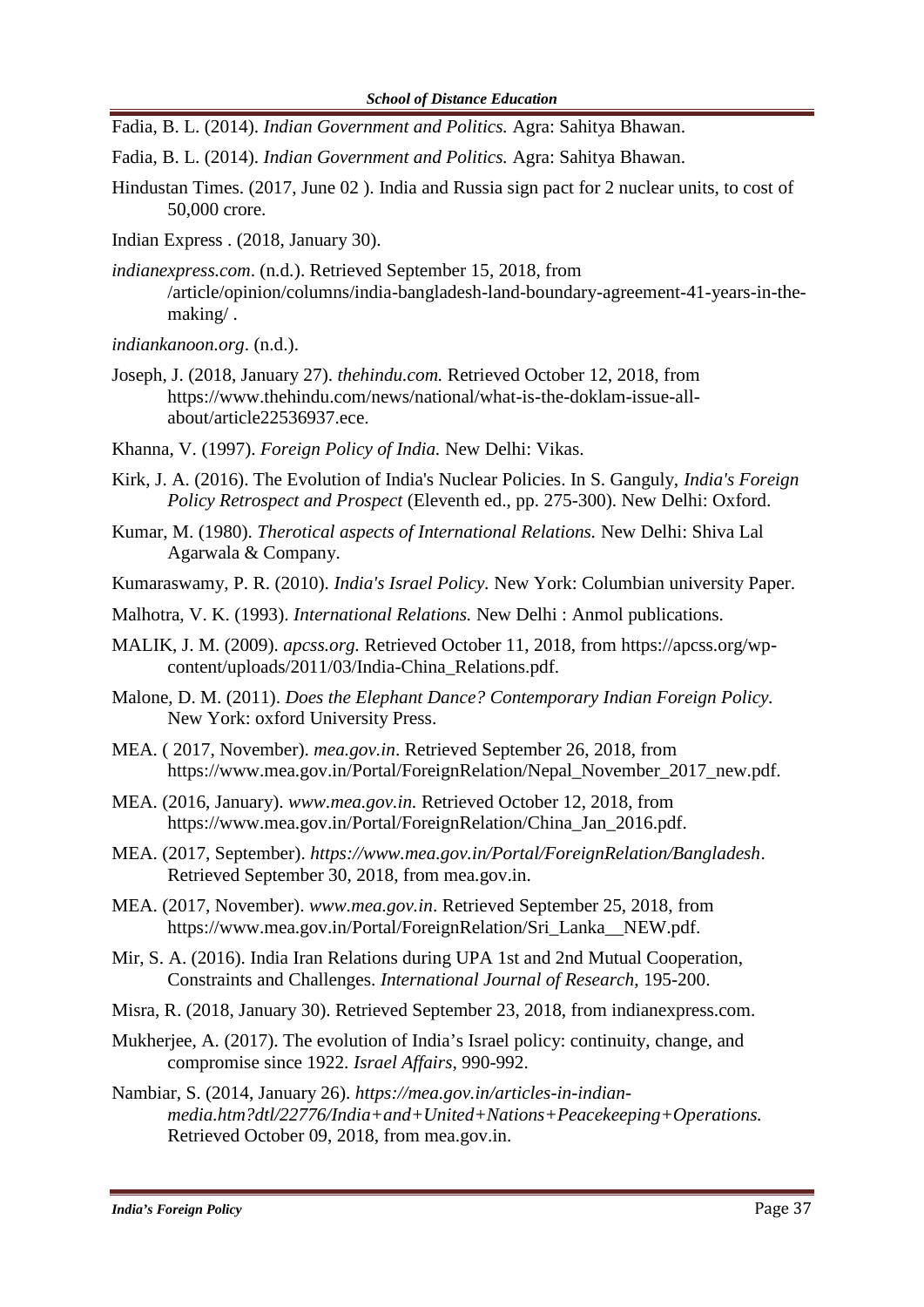Fadia, B. L. (2014). *Indian Government and Politics.* Agra: Sahitya Bhawan.

Fadia, B. L. (2014). *Indian Government and Politics.* Agra: Sahitya Bhawan.

Hindustan Times. (2017, June 02 ). India and Russia sign pact for 2 nuclear units, to cost of 50,000 crore.

Indian Express . (2018, January 30).

*indianexpress.com*. (n.d.). Retrieved September 15, 2018, from /article/opinion/columns/india-bangladesh-land-boundary-agreement-41-years-in-the-making/ .

*indiankanoon.org*. (n.d.).

Joseph, J. (2018, January 27). *thehindu.com.* Retrieved October 12, 2018, from https://www.thehindu.com/news/national/what-is-the-doklam-issue-all-about/article22536937.ece.

Khanna, V. (1997). *Foreign Policy of India.* New Delhi: Vikas.

Kirk, J. A. (2016). The Evolution of India's Nuclear Policies. In S. Ganguly, *India's Foreign Policy Retrospect and Prospect* (Eleventh ed., pp. 275-300). New Delhi: Oxford.

Kumar, M. (1980). *Therotical aspects of International Relations.* New Delhi: Shiva Lal Agarwala & Company.

Kumaraswamy, P. R. (2010). *India's Israel Policy.* New York: Columbian university Paper.

Malhotra, V. K. (1993). *International Relations.* New Delhi : Anmol publications.

MALIK, J. M. (2009). *apcss.org.* Retrieved October 11, 2018, from https://apcss.org/wp-content/uploads/2011/03/India-China_Relations.pdf.

Malone, D. M. (2011). *Does the Elephant Dance? Contemporary Indian Foreign Policy.* New York: oxford University Press.

MEA. ( 2017, November). *mea.gov.in*. Retrieved September 26, 2018, from https://www.mea.gov.in/Portal/ForeignRelation/Nepal_November_2017_new.pdf.

MEA. (2016, January). *www.mea.gov.in.* Retrieved October 12, 2018, from https://www.mea.gov.in/Portal/ForeignRelation/China_Jan_2016.pdf.

MEA. (2017, September). *https://www.mea.gov.in/Portal/ForeignRelation/Bangladesh*. Retrieved September 30, 2018, from mea.gov.in.

MEA. (2017, November). *www.mea.gov.in*. Retrieved September 25, 2018, from https://www.mea.gov.in/Portal/ForeignRelation/Sri_Lanka__NEW.pdf.

Mir, S. A. (2016). India Iran Relations during UPA 1st and 2nd Mutual Cooperation, Constraints and Challenges. *International Journal of Research*, 195-200.

Misra, R. (2018, January 30). Retrieved September 23, 2018, from indianexpress.com.

Mukherjee, A. (2017). The evolution of India's Israel policy: continuity, change, and compromise since 1922. *Israel Affairs*, 990-992.

Nambiar, S. (2014, January 26). *https://mea.gov.in/articles-in-indian-media.htm?dtl/22776/India+and+United+Nations+Peacekeeping+Operations.* Retrieved October 09, 2018, from mea.gov.in.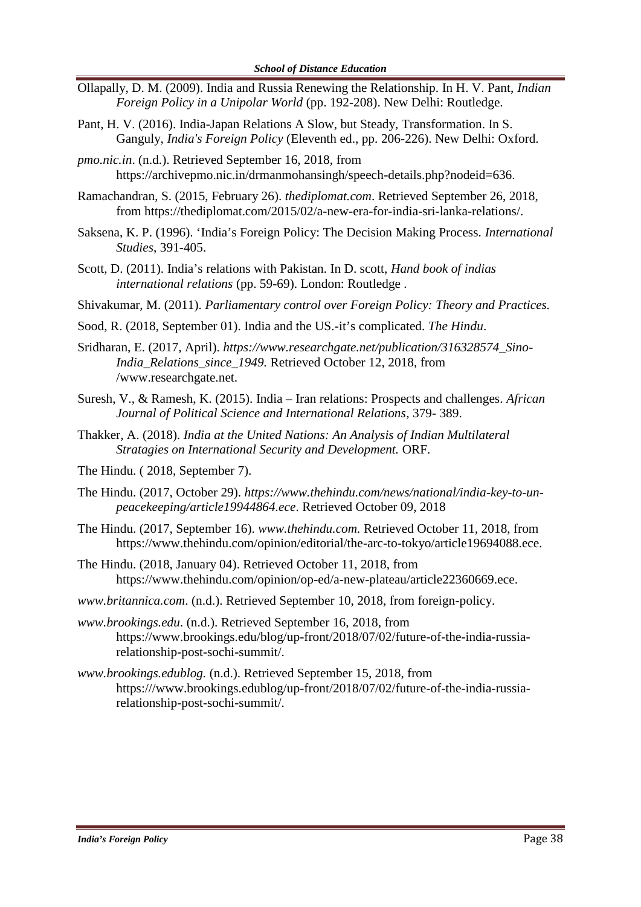Ollapally, D. M. (2009). India and Russia Renewing the Relationship. In H. V. Pant, *Indian Foreign Policy in a Unipolar World* (pp. 192-208). New Delhi: Routledge.

Pant, H. V. (2016). India-Japan Relations A Slow, but Steady, Transformation. In S. Ganguly, *India's Foreign Policy* (Eleventh ed., pp. 206-226). New Delhi: Oxford.

*pmo.nic.in*. (n.d.). Retrieved September 16, 2018, from https://archivepmo.nic.in/drmanmohansingh/speech-details.php?nodeid=636.

Ramachandran, S. (2015, February 26). *thediplomat.com*. Retrieved September 26, 2018, from https://thediplomat.com/2015/02/a-new-era-for-india-sri-lanka-relations/.

Saksena, K. P. (1996). 'India's Foreign Policy: The Decision Making Process. *International Studies*, 391-405.

Scott, D. (2011). India's relations with Pakistan. In D. scott, *Hand book of indias international relations* (pp. 59-69). London: Routledge .

Shivakumar, M. (2011). *Parliamentary control over Foreign Policy: Theory and Practices.*

Sood, R. (2018, September 01). India and the US.-it's complicated. *The Hindu*.

Sridharan, E. (2017, April). *https://www.researchgate.net/publication/316328574_Sino-India_Relations_since_1949.* Retrieved October 12, 2018, from /www.researchgate.net.

Suresh, V., & Ramesh, K. (2015). India – Iran relations: Prospects and challenges. *African Journal of Political Science and International Relations*, 379- 389.

Thakker, A. (2018). *India at the United Nations: An Analysis of Indian Multilateral Stratagies on International Security and Development.* ORF.

The Hindu. ( 2018, September 7).

The Hindu. (2017, October 29). *https://www.thehindu.com/news/national/india-key-to-un-peacekeeping/article19944864.ece*. Retrieved October 09, 2018

The Hindu. (2017, September 16). *www.thehindu.com.* Retrieved October 11, 2018, from https://www.thehindu.com/opinion/editorial/the-arc-to-tokyo/article19694088.ece.

The Hindu. (2018, January 04). Retrieved October 11, 2018, from https://www.thehindu.com/opinion/op-ed/a-new-plateau/article22360669.ece.

*www.britannica.com*. (n.d.). Retrieved September 10, 2018, from foreign-policy.

*www.brookings.edu*. (n.d.). Retrieved September 16, 2018, from https://www.brookings.edu/blog/up-front/2018/07/02/future-of-the-india-russia-relationship-post-sochi-summit/.

*www.brookings.edublog.* (n.d.). Retrieved September 15, 2018, from https:///www.brookings.edublog/up-front/2018/07/02/future-of-the-india-russia-relationship-post-sochi-summit/.